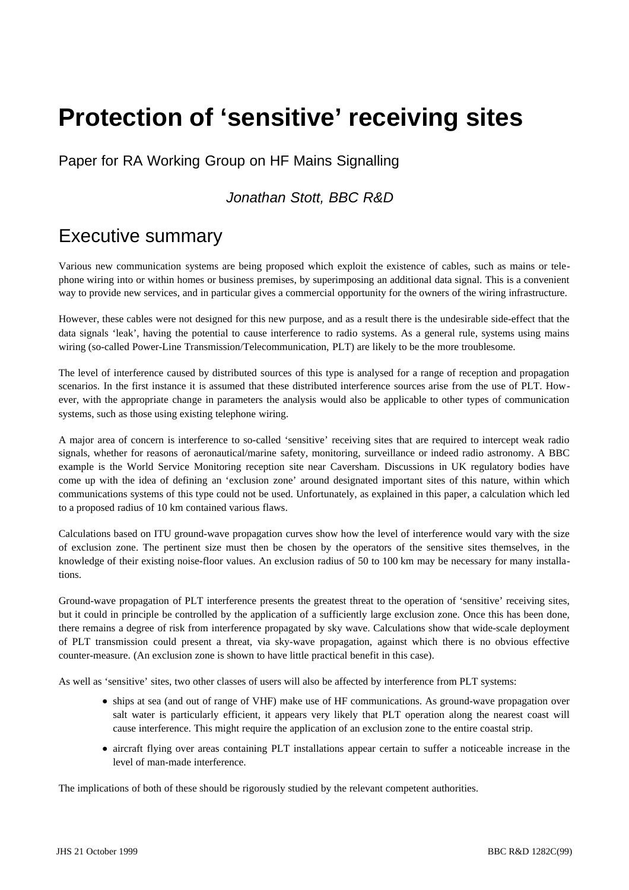# Protection of 'sensitive' receiving sites

Paper for RA Working Group on HF Mains Signalling

*Jonathan Stott, BBC R&D*

## Executive summary

Various new communication systems are being proposed which exploit the existence of cables, such as mains or telephone wiring into or within homes or business premises, by superimposing an additional data signal. This is a convenient way to provide new services, and in particular gives a commercial opportunity for the owners of the wiring infrastructure.

However, these cables were not designed for this new purpose, and as a result there is the undesirable side-effect that the data signals 'leak', having the potential to cause interference to radio systems. As a general rule, systems using mains wiring (so-called Power-Line Transmission/Telecommunication, PLT) are likely to be the more troublesome.

The level of interference caused by distributed sources of this type is analysed for a range of reception and propagation scenarios. In the first instance it is assumed that these distributed interference sources arise from the use of PLT. However, with the appropriate change in parameters the analysis would also be applicable to other types of communication systems, such as those using existing telephone wiring.

A major area of concern is interference to so-called 'sensitive' receiving sites that are required to intercept weak radio signals, whether for reasons of aeronautical/marine safety, monitoring, surveillance or indeed radio astronomy. A BBC example is the World Service Monitoring reception site near Caversham. Discussions in UK regulatory bodies have come up with the idea of defining an 'exclusion zone' around designated important sites of this nature, within which communications systems of this type could not be used. Unfortunately, as explained in this paper, a calculation which led to a proposed radius of 10 km contained various flaws.

Calculations based on ITU ground-wave propagation curves show how the level of interference would vary with the size of exclusion zone. The pertinent size must then be chosen by the operators of the sensitive sites themselves, in the knowledge of their existing noise-floor values. An exclusion radius of 50 to 100 km may be necessary for many installations.

Ground-wave propagation of PLT interference presents the greatest threat to the operation of 'sensitive' receiving sites, but it could in principle be controlled by the application of a sufficiently large exclusion zone. Once this has been done, there remains a degree of risk from interference propagated by sky wave. Calculations show that wide-scale deployment of PLT transmission could present a threat, via sky-wave propagation, against which there is no obvious effective counter-measure. (An exclusion zone is shown to have little practical benefit in this case).

As well as 'sensitive' sites, two other classes of users will also be affected by interference from PLT systems:

- ships at sea (and out of range of VHF) make use of HF communications. As ground-wave propagation over salt water is particularly efficient, it appears very likely that PLT operation along the nearest coast will cause interference. This might require the application of an exclusion zone to the entire coastal strip.
- aircraft flying over areas containing PLT installations appear certain to suffer a noticeable increase in the level of man-made interference.

The implications of both of these should be rigorously studied by the relevant competent authorities.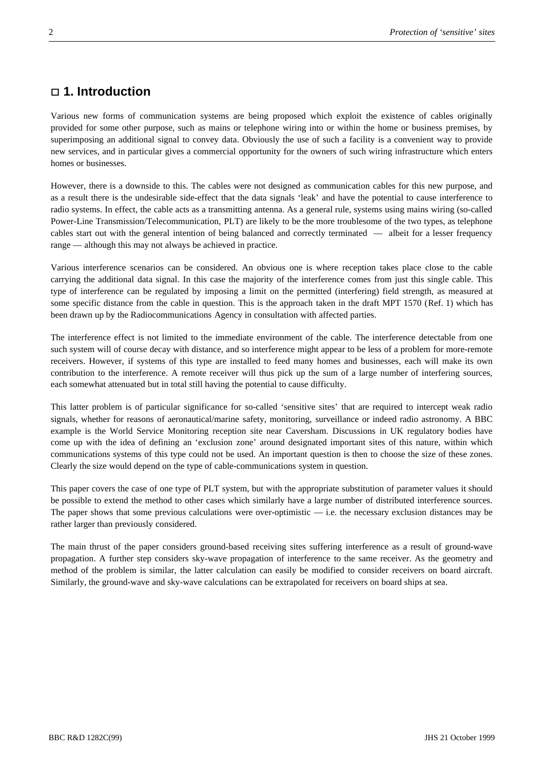## ☐ 1. Introduction

Various new forms of communication systems are being proposed which exploit the existence of cables originally provided for some other purpose, such as mains or telephone wiring into or within the home or business premises, by superimposing an additional signal to convey data. Obviously the use of such a facility is a convenient way to provide new services, and in particular gives a commercial opportunity for the owners of such wiring infrastructure which enters homes or businesses.

However, there is a downside to this. The cables were not designed as communication cables for this new purpose, and as a result there is the undesirable side-effect that the data signals 'leak' and have the potential to cause interference to radio systems. In effect, the cable acts as a transmitting antenna. As a general rule, systems using mains wiring (so-called Power-Line Transmission/Telecommunication, PLT) are likely to be the more troublesome of the two types, as telephone cables start out with the general intention of being balanced and correctly terminated — albeit for a lesser frequency range — although this may not always be achieved in practice.

Various interference scenarios can be considered. An obvious one is where reception takes place close to the cable carrying the additional data signal. In this case the majority of the interference comes from just this single cable. This type of interference can be regulated by imposing a limit on the permitted (interfering) field strength, as measured at some specific distance from the cable in question. This is the approach taken in the draft MPT 1570 (Ref. 1) which has been drawn up by the Radiocommunications Agency in consultation with affected parties.

The interference effect is not limited to the immediate environment of the cable. The interference detectable from one such system will of course decay with distance, and so interference might appear to be less of a problem for more-remote receivers. However, if systems of this type are installed to feed many homes and businesses, each will make its own contribution to the interference. A remote receiver will thus pick up the sum of a large number of interfering sources, each somewhat attenuated but in total still having the potential to cause difficulty.

This latter problem is of particular significance for so-called 'sensitive sites' that are required to intercept weak radio signals, whether for reasons of aeronautical/marine safety, monitoring, surveillance or indeed radio astronomy. A BBC example is the World Service Monitoring reception site near Caversham. Discussions in UK regulatory bodies have come up with the idea of defining an 'exclusion zone' around designated important sites of this nature, within which communications systems of this type could not be used. An important question is then to choose the size of these zones. Clearly the size would depend on the type of cable-communications system in question.

This paper covers the case of one type of PLT system, but with the appropriate substitution of parameter values it should be possible to extend the method to other cases which similarly have a large number of distributed interference sources. The paper shows that some previous calculations were over-optimistic — i.e. the necessary exclusion distances may be rather larger than previously considered.

The main thrust of the paper considers ground-based receiving sites suffering interference as a result of ground-wave propagation. A further step considers sky-wave propagation of interference to the same receiver. As the geometry and method of the problem is similar, the latter calculation can easily be modified to consider receivers on board aircraft. Similarly, the ground-wave and sky-wave calculations can be extrapolated for receivers on board ships at sea.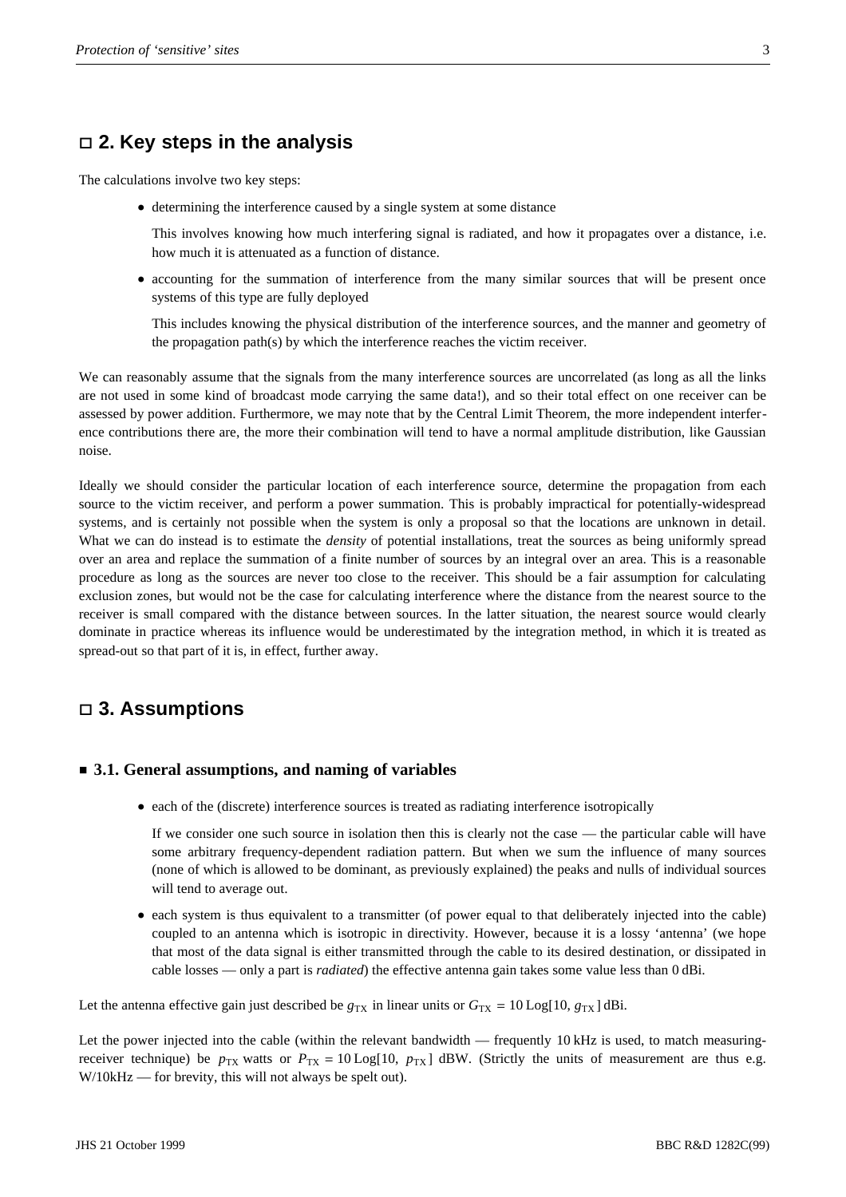## 2. Key steps in the analysis

The calculations involve two key steps:

- determining the interference caused by a single system at some distance

  This involves knowing how much interfering signal is radiated, and how it propagates over a distance, i.e. how much it is attenuated as a function of distance.

- accounting for the summation of interference from the many similar sources that will be present once systems of this type are fully deployed

  This includes knowing the physical distribution of the interference sources, and the manner and geometry of the propagation path(s) by which the interference reaches the victim receiver.

We can reasonably assume that the signals from the many interference sources are uncorrelated (as long as all the links are not used in some kind of broadcast mode carrying the same data!), and so their total effect on one receiver can be assessed by power addition. Furthermore, we may note that by the Central Limit Theorem, the more independent interference contributions there are, the more their combination will tend to have a normal amplitude distribution, like Gaussian noise.

Ideally we should consider the particular location of each interference source, determine the propagation from each source to the victim receiver, and perform a power summation. This is probably impractical for potentially-widespread systems, and is certainly not possible when the system is only a proposal so that the locations are unknown in detail. What we can do instead is to estimate the *density* of potential installations, treat the sources as being uniformly spread over an area and replace the summation of a finite number of sources by an integral over an area. This is a reasonable procedure as long as the sources are never too close to the receiver. This should be a fair assumption for calculating exclusion zones, but would not be the case for calculating interference where the distance from the nearest source to the receiver is small compared with the distance between sources. In the latter situation, the nearest source would clearly dominate in practice whereas its influence would be underestimated by the integration method, in which it is treated as spread-out so that part of it is, in effect, further away.

## 3. Assumptions

### 3.1. General assumptions, and naming of variables

- each of the (discrete) interference sources is treated as radiating interference isotropically

  If we consider one such source in isolation then this is clearly not the case — the particular cable will have some arbitrary frequency-dependent radiation pattern. But when we sum the influence of many sources (none of which is allowed to be dominant, as previously explained) the peaks and nulls of individual sources will tend to average out.

- each system is thus equivalent to a transmitter (of power equal to that deliberately injected into the cable) coupled to an antenna which is isotropic in directivity. However, because it is a lossy 'antenna' (we hope that most of the data signal is either transmitted through the cable to its desired destination, or dissipated in cable losses — only a part is *radiated*) the effective antenna gain takes some value less than 0 dBi.

Let the antenna effective gain just described be $g_{TX}$ in linear units or $G_{TX} = 10\,\mathrm{Log}[10,\ g_{TX}]$ dBi.

Let the power injected into the cable (within the relevant bandwidth — frequently 10 kHz is used, to match measuring-receiver technique) be $p_{TX}$ watts or $P_{TX} = 10\,\mathrm{Log}[10,\ p_{TX}]$ dBW. (Strictly the units of measurement are thus e.g. W/10kHz — for brevity, this will not always be spelt out).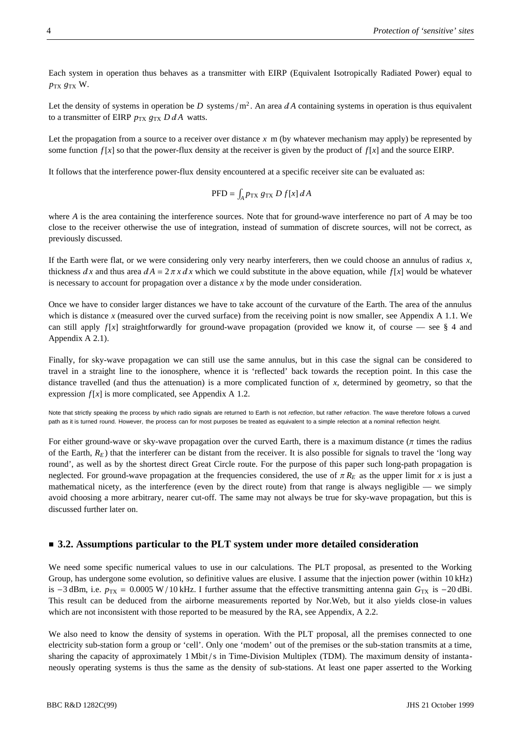Each system in operation thus behaves as a transmitter with EIRP (Equivalent Isotropically Radiated Power) equal to $p_{TX}\, g_{TX}$ W.

Let the density of systems in operation be $D$ systems/m$^2$. An area $dA$ containing systems in operation is thus equivalent to a transmitter of EIRP $p_{TX}\, g_{TX}\, D\, dA$ watts.

Let the propagation from a source to a receiver over distance $x$ m (by whatever mechanism may apply) be represented by some function $f[x]$ so that the power-flux density at the receiver is given by the product of $f[x]$ and the source EIRP.

It follows that the interference power-flux density encountered at a specific receiver site can be evaluated as:

$$\mathrm{PFD} = \int_A p_{TX}\, g_{TX}\, D\, f[x]\, dA$$

where $A$ is the area containing the interference sources. Note that for ground-wave interference no part of $A$ may be too close to the receiver otherwise the use of integration, instead of summation of discrete sources, will not be correct, as previously discussed.

If the Earth were flat, or we were considering only very nearby interferers, then we could choose an annulus of radius $x$, thickness $dx$ and thus area $dA = 2\pi x\, dx$ which we could substitute in the above equation, while $f[x]$ would be whatever is necessary to account for propagation over a distance $x$ by the mode under consideration.

Once we have to consider larger distances we have to take account of the curvature of the Earth. The area of the annulus which is distance $x$ (measured over the curved surface) from the receiving point is now smaller, see Appendix A 1.1. We can still apply $f[x]$ straightforwardly for ground-wave propagation (provided we know it, of course — see § 4 and Appendix A 2.1).

Finally, for sky-wave propagation we can still use the same annulus, but in this case the signal can be considered to travel in a straight line to the ionosphere, whence it is 'reflected' back towards the reception point. In this case the distance travelled (and thus the attenuation) is a more complicated function of $x$, determined by geometry, so that the expression $f[x]$ is more complicated, see Appendix A 1.2.

Note that strictly speaking the process by which radio signals are returned to Earth is not *reflection*, but rather *refraction*. The wave therefore follows a curved path as it is turned round. However, the process can for most purposes be treated as equivalent to a simple relection at a nominal reflection height.

For either ground-wave or sky-wave propagation over the curved Earth, there is a maximum distance ($\pi$ times the radius of the Earth, $R_E$) that the interferer can be distant from the receiver. It is also possible for signals to travel the 'long way round', as well as by the shortest direct Great Circle route. For the purpose of this paper such long-path propagation is neglected. For ground-wave propagation at the frequencies considered, the use of $\pi R_E$ as the upper limit for $x$ is just a mathematical nicety, as the interference (even by the direct route) from that range is always negligible — we simply avoid choosing a more arbitrary, nearer cut-off. The same may not always be true for sky-wave propagation, but this is discussed further later on.

## 3.2. Assumptions particular to the PLT system under more detailed consideration

We need some specific numerical values to use in our calculations. The PLT proposal, as presented to the Working Group, has undergone some evolution, so definitive values are elusive. I assume that the injection power (within 10 kHz) is −3 dBm, i.e. $p_{TX} = 0.0005$ W/10 kHz. I further assume that the effective transmitting antenna gain $G_{TX}$ is −20 dBi. This result can be deduced from the airborne measurements reported by Nor.Web, but it also yields close-in values which are not inconsistent with those reported to be measured by the RA, see Appendix, A 2.2.

We also need to know the density of systems in operation. With the PLT proposal, all the premises connected to one electricity sub-station form a group or 'cell'. Only one 'modem' out of the premises or the sub-station transmits at a time, sharing the capacity of approximately 1 Mbit/s in Time-Division Multiplex (TDM). The maximum density of instantaneously operating systems is thus the same as the density of sub-stations. At least one paper asserted to the Working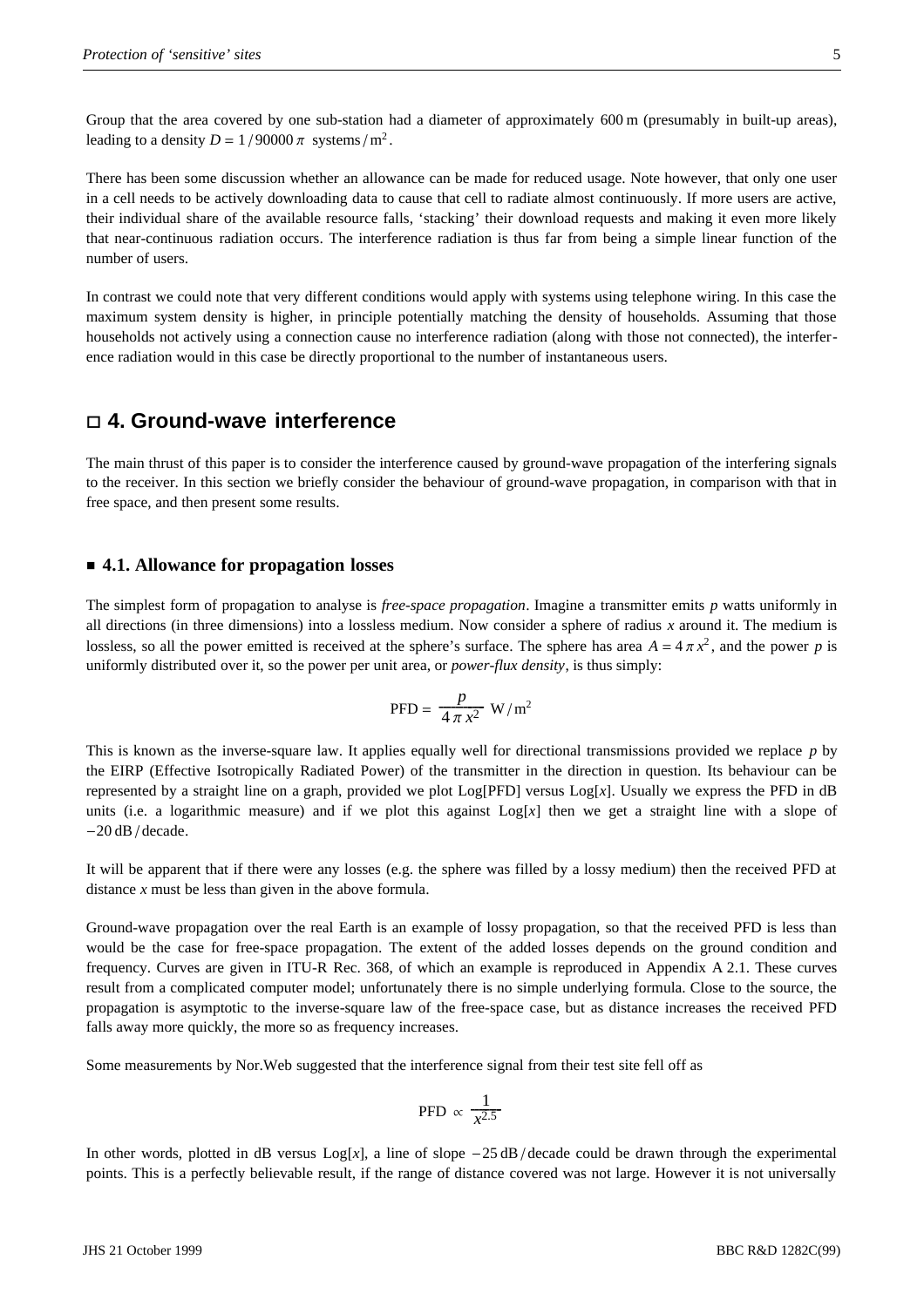Group that the area covered by one sub-station had a diameter of approximately 600 m (presumably in built-up areas), leading to a density $D = 1/90000\,\pi$ systems/m$^2$.

There has been some discussion whether an allowance can be made for reduced usage. Note however, that only one user in a cell needs to be actively downloading data to cause that cell to radiate almost continuously. If more users are active, their individual share of the available resource falls, 'stacking' their download requests and making it even more likely that near-continuous radiation occurs. The interference radiation is thus far from being a simple linear function of the number of users.

In contrast we could note that very different conditions would apply with systems using telephone wiring. In this case the maximum system density is higher, in principle potentially matching the density of households. Assuming that those households not actively using a connection cause no interference radiation (along with those not connected), the interference radiation would in this case be directly proportional to the number of instantaneous users.

## 4. Ground-wave interference

The main thrust of this paper is to consider the interference caused by ground-wave propagation of the interfering signals to the receiver. In this section we briefly consider the behaviour of ground-wave propagation, in comparison with that in free space, and then present some results.

### 4.1. Allowance for propagation losses

The simplest form of propagation to analyse is *free-space propagation*. Imagine a transmitter emits $p$ watts uniformly in all directions (in three dimensions) into a lossless medium. Now consider a sphere of radius $x$ around it. The medium is lossless, so all the power emitted is received at the sphere's surface. The sphere has area $A = 4\pi x^2$, and the power $p$ is uniformly distributed over it, so the power per unit area, or *power-flux density*, is thus simply:

$$\text{PFD} = \frac{p}{4\pi x^2}\ \text{W/m}^2$$

This is known as the inverse-square law. It applies equally well for directional transmissions provided we replace $p$ by the EIRP (Effective Isotropically Radiated Power) of the transmitter in the direction in question. Its behaviour can be represented by a straight line on a graph, provided we plot Log[PFD] versus Log[$x$]. Usually we express the PFD in dB units (i.e. a logarithmic measure) and if we plot this against Log[$x$] then we get a straight line with a slope of $-20$ dB/decade.

It will be apparent that if there were any losses (e.g. the sphere was filled by a lossy medium) then the received PFD at distance $x$ must be less than given in the above formula.

Ground-wave propagation over the real Earth is an example of lossy propagation, so that the received PFD is less than would be the case for free-space propagation. The extent of the added losses depends on the ground condition and frequency. Curves are given in ITU-R Rec. 368, of which an example is reproduced in Appendix A 2.1. These curves result from a complicated computer model; unfortunately there is no simple underlying formula. Close to the source, the propagation is asymptotic to the inverse-square law of the free-space case, but as distance increases the received PFD falls away more quickly, the more so as frequency increases.

Some measurements by Nor.Web suggested that the interference signal from their test site fell off as

$$\text{PFD} \propto \frac{1}{x^{2.5}}$$

In other words, plotted in dB versus Log[$x$], a line of slope $-25$ dB/decade could be drawn through the experimental points. This is a perfectly believable result, if the range of distance covered was not large. However it is not universally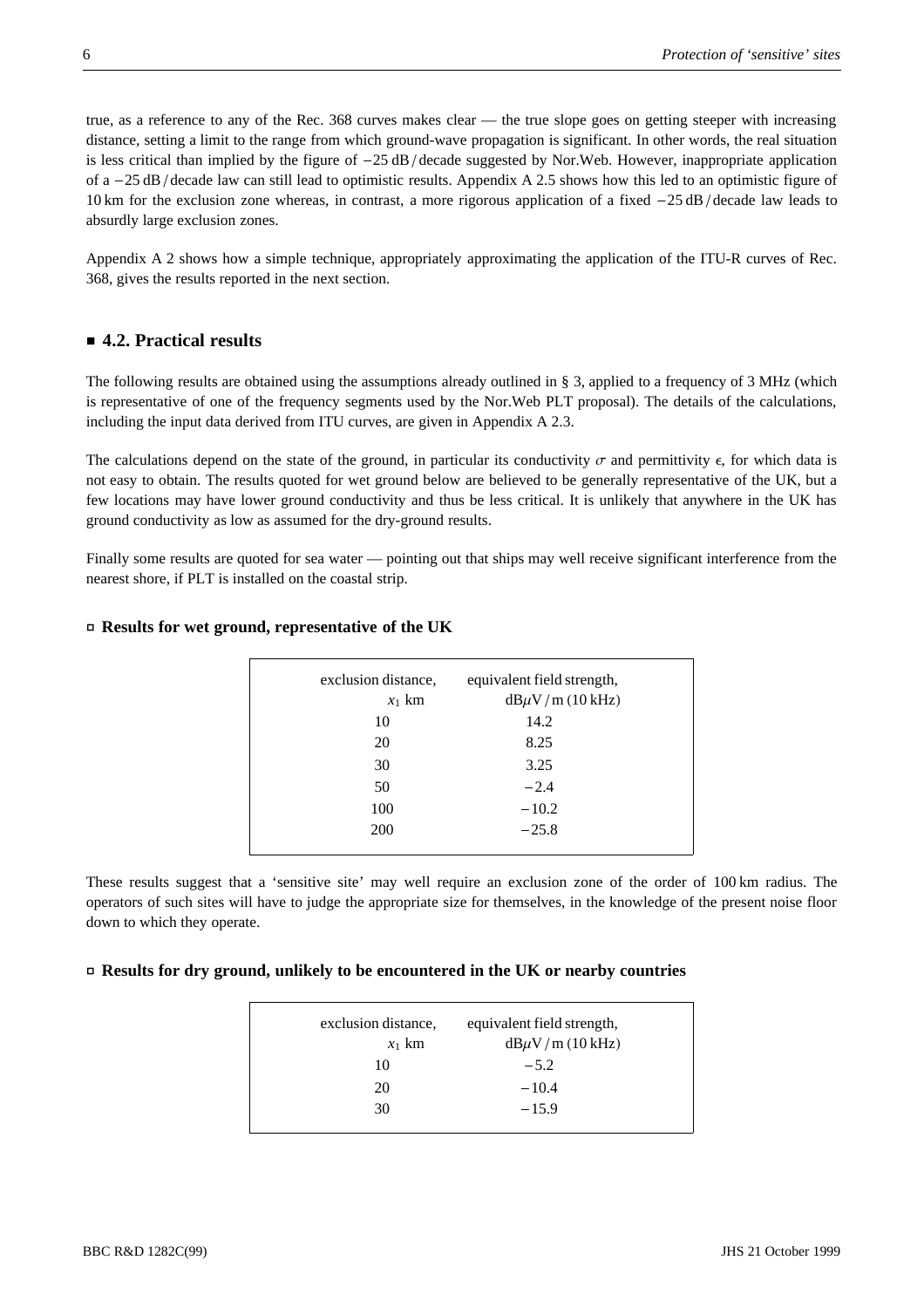true, as a reference to any of the Rec. 368 curves makes clear — the true slope goes on getting steeper with increasing distance, setting a limit to the range from which ground-wave propagation is significant. In other words, the real situation is less critical than implied by the figure of $-25$ dB / decade suggested by Nor.Web. However, inappropriate application of a $-25$ dB / decade law can still lead to optimistic results. Appendix A 2.5 shows how this led to an optimistic figure of 10 km for the exclusion zone whereas, in contrast, a more rigorous application of a fixed $-25$ dB / decade law leads to absurdly large exclusion zones.

Appendix A 2 shows how a simple technique, appropriately approximating the application of the ITU-R curves of Rec. 368, gives the results reported in the next section.

## 4.2. Practical results

The following results are obtained using the assumptions already outlined in § 3, applied to a frequency of 3 MHz (which is representative of one of the frequency segments used by the Nor.Web PLT proposal). The details of the calculations, including the input data derived from ITU curves, are given in Appendix A 2.3.

The calculations depend on the state of the ground, in particular its conductivity $\sigma$ and permittivity $\epsilon$, for which data is not easy to obtain. The results quoted for wet ground below are believed to be generally representative of the UK, but a few locations may have lower ground conductivity and thus be less critical. It is unlikely that anywhere in the UK has ground conductivity as low as assumed for the dry-ground results.

Finally some results are quoted for sea water — pointing out that ships may well receive significant interference from the nearest shore, if PLT is installed on the coastal strip.

### Results for wet ground, representative of the UK

| exclusion distance, $x_1$ km | equivalent field strength, dB$\mu$V / m (10 kHz) |
|---|---|
| 10 | 14.2 |
| 20 | 8.25 |
| 30 | 3.25 |
| 50 | $-2.4$ |
| 100 | $-10.2$ |
| 200 | $-25.8$ |

These results suggest that a 'sensitive site' may well require an exclusion zone of the order of 100 km radius. The operators of such sites will have to judge the appropriate size for themselves, in the knowledge of the present noise floor down to which they operate.

### Results for dry ground, unlikely to be encountered in the UK or nearby countries

| exclusion distance, $x_1$ km | equivalent field strength, dB$\mu$V / m (10 kHz) |
|---|---|
| 10 | $-5.2$ |
| 20 | $-10.4$ |
| 30 | $-15.9$ |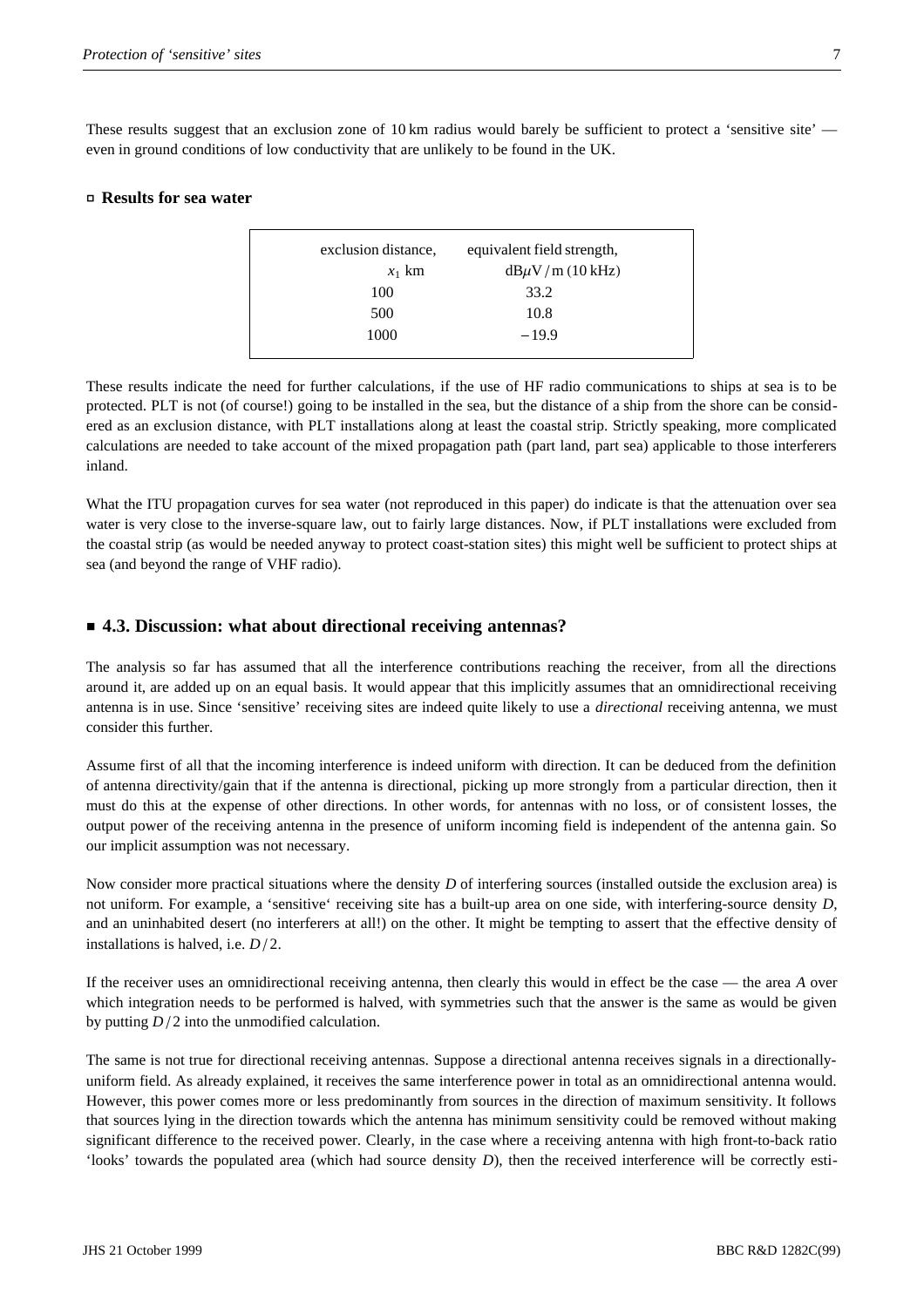These results suggest that an exclusion zone of 10 km radius would barely be sufficient to protect a 'sensitive site' — even in ground conditions of low conductivity that are unlikely to be found in the UK.

### ▫ Results for sea water

| exclusion distance, $x_1$ km | equivalent field strength, dB$\mu$V/m (10 kHz) |
|---|---|
| 100 | 33.2 |
| 500 | 10.8 |
| 1000 | −19.9 |

These results indicate the need for further calculations, if the use of HF radio communications to ships at sea is to be protected. PLT is not (of course!) going to be installed in the sea, but the distance of a ship from the shore can be considered as an exclusion distance, with PLT installations along at least the coastal strip. Strictly speaking, more complicated calculations are needed to take account of the mixed propagation path (part land, part sea) applicable to those interferers inland.

What the ITU propagation curves for sea water (not reproduced in this paper) do indicate is that the attenuation over sea water is very close to the inverse-square law, out to fairly large distances. Now, if PLT installations were excluded from the coastal strip (as would be needed anyway to protect coast-station sites) this might well be sufficient to protect ships at sea (and beyond the range of VHF radio).

## ■ 4.3. Discussion: what about directional receiving antennas?

The analysis so far has assumed that all the interference contributions reaching the receiver, from all the directions around it, are added up on an equal basis. It would appear that this implicitly assumes that an omnidirectional receiving antenna is in use. Since 'sensitive' receiving sites are indeed quite likely to use a *directional* receiving antenna, we must consider this further.

Assume first of all that the incoming interference is indeed uniform with direction. It can be deduced from the definition of antenna directivity/gain that if the antenna is directional, picking up more strongly from a particular direction, then it must do this at the expense of other directions. In other words, for antennas with no loss, or of consistent losses, the output power of the receiving antenna in the presence of uniform incoming field is independent of the antenna gain. So our implicit assumption was not necessary.

Now consider more practical situations where the density $D$ of interfering sources (installed outside the exclusion area) is not uniform. For example, a 'sensitive' receiving site has a built-up area on one side, with interfering-source density $D$, and an uninhabited desert (no interferers at all!) on the other. It might be tempting to assert that the effective density of installations is halved, i.e. $D/2$.

If the receiver uses an omnidirectional receiving antenna, then clearly this would in effect be the case — the area $A$ over which integration needs to be performed is halved, with symmetries such that the answer is the same as would be given by putting $D/2$ into the unmodified calculation.

The same is not true for directional receiving antennas. Suppose a directional antenna receives signals in a directionally-uniform field. As already explained, it receives the same interference power in total as an omnidirectional antenna would. However, this power comes more or less predominantly from sources in the direction of maximum sensitivity. It follows that sources lying in the direction towards which the antenna has minimum sensitivity could be removed without making significant difference to the received power. Clearly, in the case where a receiving antenna with high front-to-back ratio 'looks' towards the populated area (which had source density $D$), then the received interference will be correctly esti-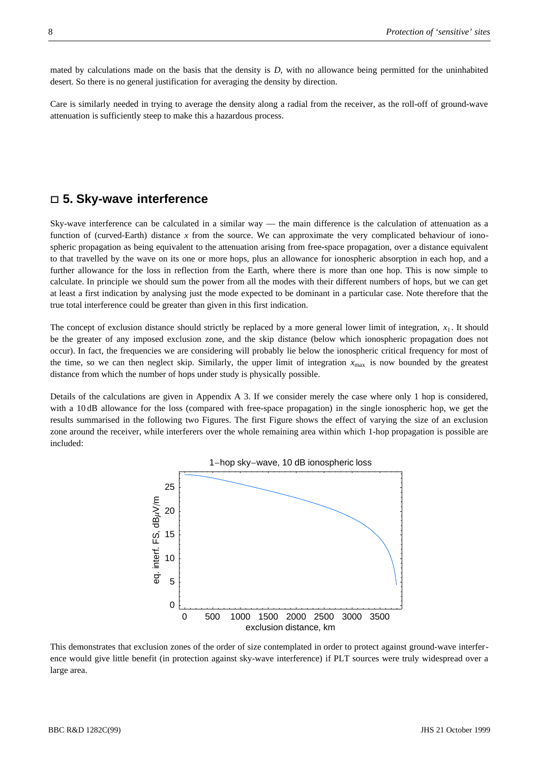mated by calculations made on the basis that the density is $D$, with no allowance being permitted for the uninhabited desert. So there is no general justification for averaging the density by direction.

Care is similarly needed in trying to average the density along a radial from the receiver, as the roll-off of ground-wave attenuation is sufficiently steep to make this a hazardous process.

## □ 5. Sky-wave interference

Sky-wave interference can be calculated in a similar way — the main difference is the calculation of attenuation as a function of (curved-Earth) distance $x$ from the source. We can approximate the very complicated behaviour of ionospheric propagation as being equivalent to the attenuation arising from free-space propagation, over a distance equivalent to that travelled by the wave on its one or more hops, plus an allowance for ionospheric absorption in each hop, and a further allowance for the loss in reflection from the Earth, where there is more than one hop. This is now simple to calculate. In principle we should sum the power from all the modes with their different numbers of hops, but we can get at least a first indication by analysing just the mode expected to be dominant in a particular case. Note therefore that the true total interference could be greater than given in this first indication.

The concept of exclusion distance should strictly be replaced by a more general lower limit of integration, $x_1$. It should be the greater of any imposed exclusion zone, and the skip distance (below which ionospheric propagation does not occur). In fact, the frequencies we are considering will probably lie below the ionospheric critical frequency for most of the time, so we can then neglect skip. Similarly, the upper limit of integration $x_{max}$ is now bounded by the greatest distance from which the number of hops under study is physically possible.

Details of the calculations are given in Appendix A 3. If we consider merely the case where only 1 hop is considered, with a 10 dB allowance for the loss (compared with free-space propagation) in the single ionospheric hop, we get the results summarised in the following two Figures. The first Figure shows the effect of varying the size of an exclusion zone around the receiver, while interferers over the whole remaining area within which 1-hop propagation is possible are included:

1–hop sky–wave, 10 dB ionospheric loss

This demonstrates that exclusion zones of the order of size contemplated in order to protect against ground-wave interference would give little benefit (in protection against sky-wave interference) if PLT sources were truly widespread over a large area.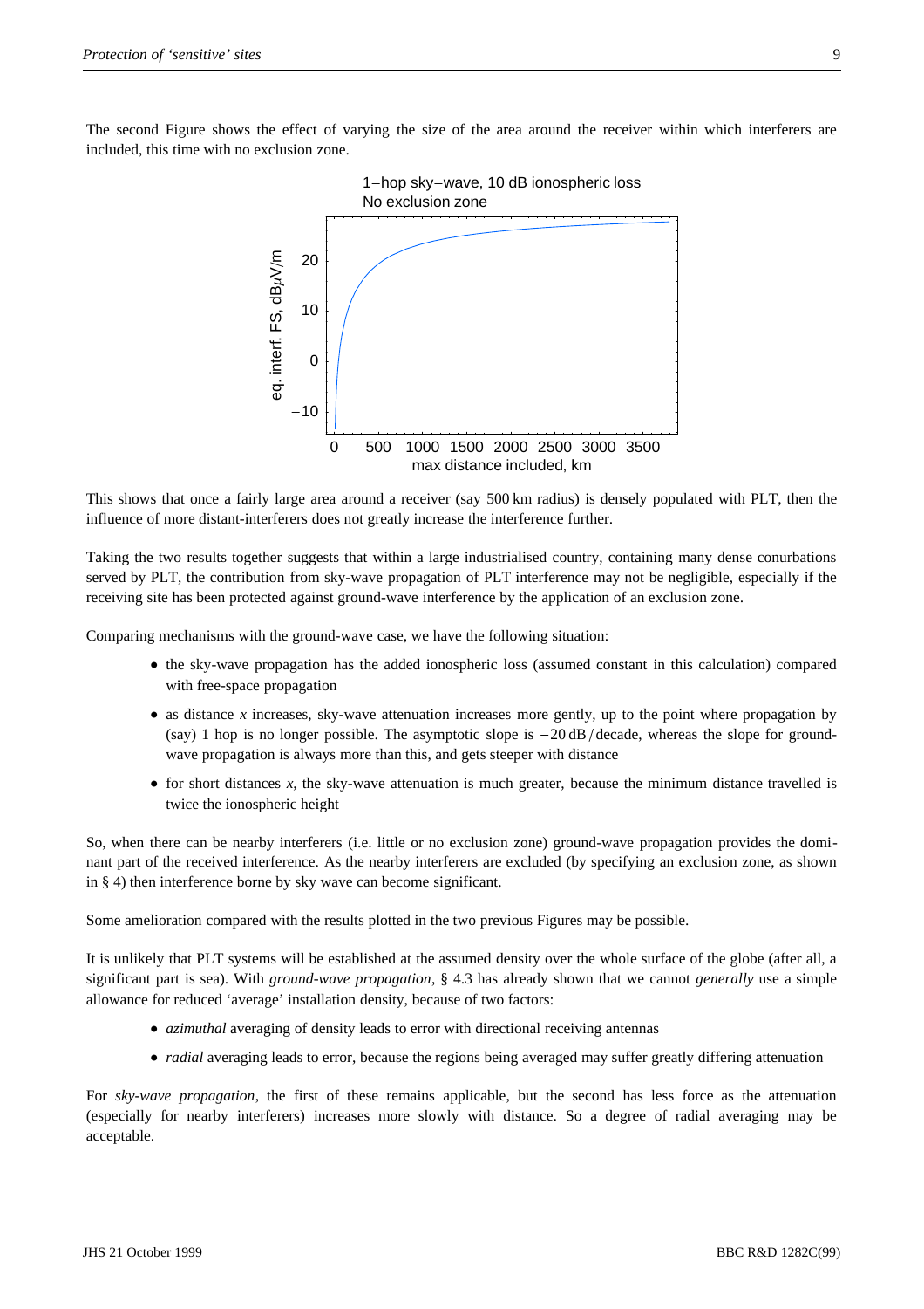The second Figure shows the effect of varying the size of the area around the receiver within which interferers are included, this time with no exclusion zone.

This shows that once a fairly large area around a receiver (say 500 km radius) is densely populated with PLT, then the influence of more distant-interferers does not greatly increase the interference further.

Taking the two results together suggests that within a large industrialised country, containing many dense conurbations served by PLT, the contribution from sky-wave propagation of PLT interference may not be negligible, especially if the receiving site has been protected against ground-wave interference by the application of an exclusion zone.

Comparing mechanisms with the ground-wave case, we have the following situation:

- the sky-wave propagation has the added ionospheric loss (assumed constant in this calculation) compared with free-space propagation
- as distance $x$ increases, sky-wave attenuation increases more gently, up to the point where propagation by (say) 1 hop is no longer possible. The asymptotic slope is $-20$ dB / decade, whereas the slope for ground-wave propagation is always more than this, and gets steeper with distance
- for short distances $x$, the sky-wave attenuation is much greater, because the minimum distance travelled is twice the ionospheric height

So, when there can be nearby interferers (i.e. little or no exclusion zone) ground-wave propagation provides the dominant part of the received interference. As the nearby interferers are excluded (by specifying an exclusion zone, as shown in § 4) then interference borne by sky wave can become significant.

Some amelioration compared with the results plotted in the two previous Figures may be possible.

It is unlikely that PLT systems will be established at the assumed density over the whole surface of the globe (after all, a significant part is sea). With *ground-wave propagation*, § 4.3 has already shown that we cannot *generally* use a simple allowance for reduced 'average' installation density, because of two factors:

- *azimuthal* averaging of density leads to error with directional receiving antennas
- *radial* averaging leads to error, because the regions being averaged may suffer greatly differing attenuation

For *sky-wave propagation*, the first of these remains applicable, but the second has less force as the attenuation (especially for nearby interferers) increases more slowly with distance. So a degree of radial averaging may be acceptable.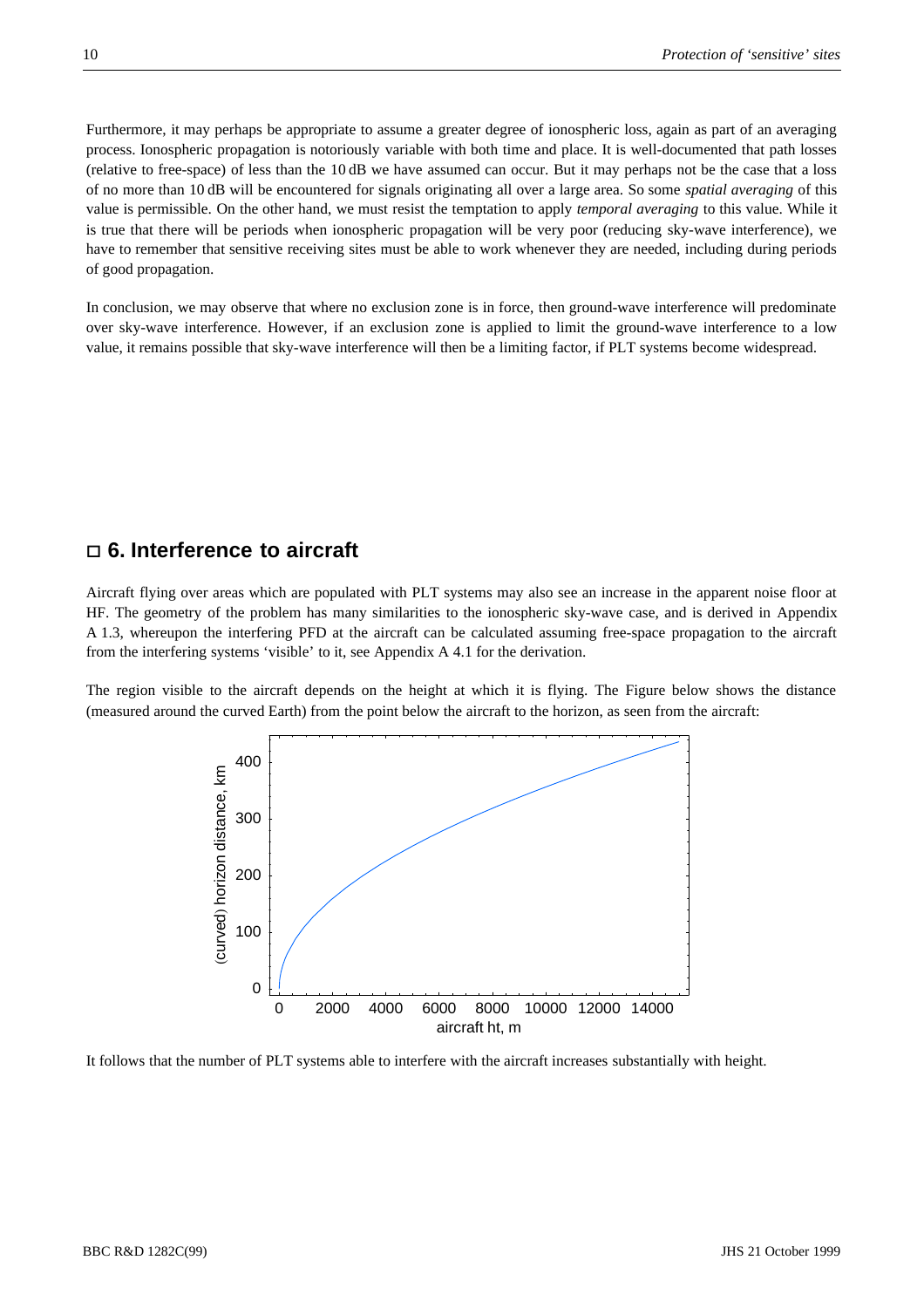Furthermore, it may perhaps be appropriate to assume a greater degree of ionospheric loss, again as part of an averaging process. Ionospheric propagation is notoriously variable with both time and place. It is well-documented that path losses (relative to free-space) of less than the 10 dB we have assumed can occur. But it may perhaps not be the case that a loss of no more than 10 dB will be encountered for signals originating all over a large area. So some *spatial averaging* of this value is permissible. On the other hand, we must resist the temptation to apply *temporal averaging* to this value. While it is true that there will be periods when ionospheric propagation will be very poor (reducing sky-wave interference), we have to remember that sensitive receiving sites must be able to work whenever they are needed, including during periods of good propagation.

In conclusion, we may observe that where no exclusion zone is in force, then ground-wave interference will predominate over sky-wave interference. However, if an exclusion zone is applied to limit the ground-wave interference to a low value, it remains possible that sky-wave interference will then be a limiting factor, if PLT systems become widespread.

## □ 6. Interference to aircraft

Aircraft flying over areas which are populated with PLT systems may also see an increase in the apparent noise floor at HF. The geometry of the problem has many similarities to the ionospheric sky-wave case, and is derived in Appendix A 1.3, whereupon the interfering PFD at the aircraft can be calculated assuming free-space propagation to the aircraft from the interfering systems 'visible' to it, see Appendix A 4.1 for the derivation.

The region visible to the aircraft depends on the height at which it is flying. The Figure below shows the distance (measured around the curved Earth) from the point below the aircraft to the horizon, as seen from the aircraft:

It follows that the number of PLT systems able to interfere with the aircraft increases substantially with height.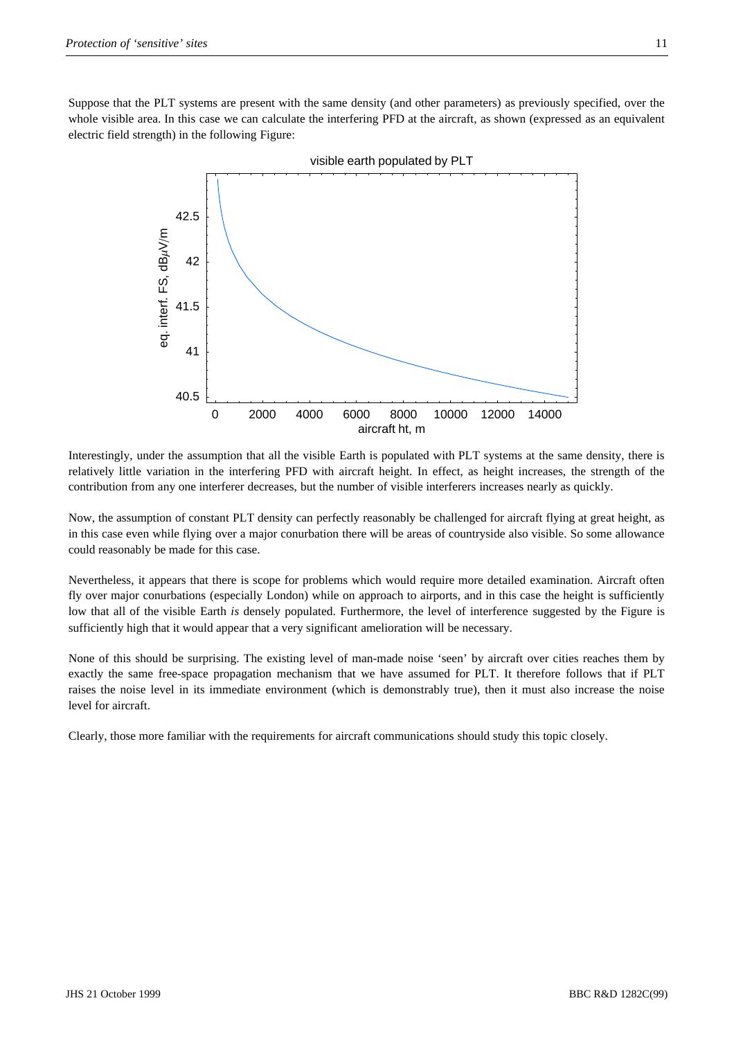Suppose that the PLT systems are present with the same density (and other parameters) as previously specified, over the whole visible area. In this case we can calculate the interfering PFD at the aircraft, as shown (expressed as an equivalent electric field strength) in the following Figure:

Interestingly, under the assumption that all the visible Earth is populated with PLT systems at the same density, there is relatively little variation in the interfering PFD with aircraft height. In effect, as height increases, the strength of the contribution from any one interferer decreases, but the number of visible interferers increases nearly as quickly.

Now, the assumption of constant PLT density can perfectly reasonably be challenged for aircraft flying at great height, as in this case even while flying over a major conurbation there will be areas of countryside also visible. So some allowance could reasonably be made for this case.

Nevertheless, it appears that there is scope for problems which would require more detailed examination. Aircraft often fly over major conurbations (especially London) while on approach to airports, and in this case the height is sufficiently low that all of the visible Earth *is* densely populated. Furthermore, the level of interference suggested by the Figure is sufficiently high that it would appear that a very significant amelioration will be necessary.

None of this should be surprising. The existing level of man-made noise 'seen' by aircraft over cities reaches them by exactly the same free-space propagation mechanism that we have assumed for PLT. It therefore follows that if PLT raises the noise level in its immediate environment (which is demonstrably true), then it must also increase the noise level for aircraft.

Clearly, those more familiar with the requirements for aircraft communications should study this topic closely.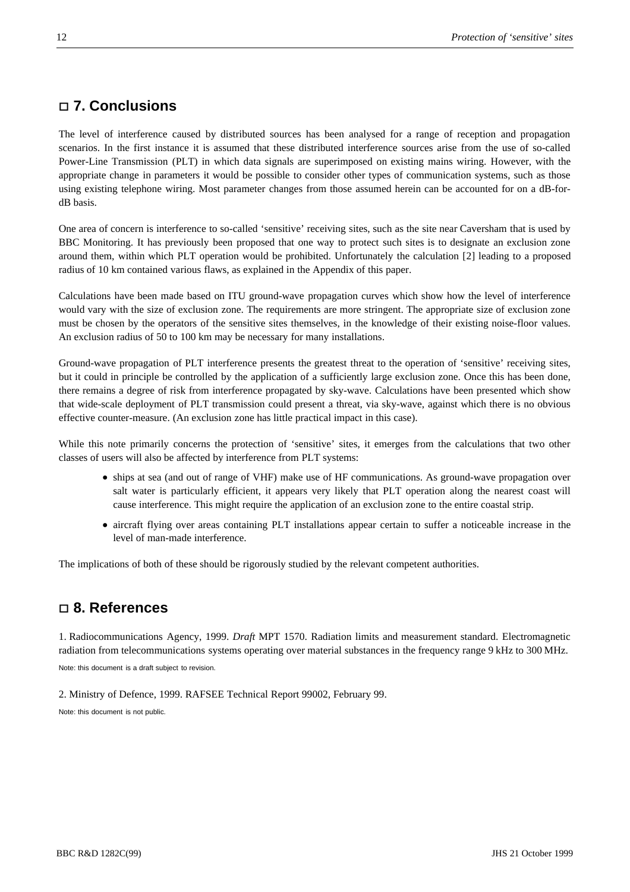## □ 7. Conclusions

The level of interference caused by distributed sources has been analysed for a range of reception and propagation scenarios. In the first instance it is assumed that these distributed interference sources arise from the use of so-called Power-Line Transmission (PLT) in which data signals are superimposed on existing mains wiring. However, with the appropriate change in parameters it would be possible to consider other types of communication systems, such as those using existing telephone wiring. Most parameter changes from those assumed herein can be accounted for on a dB-for-dB basis.

One area of concern is interference to so-called 'sensitive' receiving sites, such as the site near Caversham that is used by BBC Monitoring. It has previously been proposed that one way to protect such sites is to designate an exclusion zone around them, within which PLT operation would be prohibited. Unfortunately the calculation [2] leading to a proposed radius of 10 km contained various flaws, as explained in the Appendix of this paper.

Calculations have been made based on ITU ground-wave propagation curves which show how the level of interference would vary with the size of exclusion zone. The requirements are more stringent. The appropriate size of exclusion zone must be chosen by the operators of the sensitive sites themselves, in the knowledge of their existing noise-floor values. An exclusion radius of 50 to 100 km may be necessary for many installations.

Ground-wave propagation of PLT interference presents the greatest threat to the operation of 'sensitive' receiving sites, but it could in principle be controlled by the application of a sufficiently large exclusion zone. Once this has been done, there remains a degree of risk from interference propagated by sky-wave. Calculations have been presented which show that wide-scale deployment of PLT transmission could present a threat, via sky-wave, against which there is no obvious effective counter-measure. (An exclusion zone has little practical impact in this case).

While this note primarily concerns the protection of 'sensitive' sites, it emerges from the calculations that two other classes of users will also be affected by interference from PLT systems:

- ships at sea (and out of range of VHF) make use of HF communications. As ground-wave propagation over salt water is particularly efficient, it appears very likely that PLT operation along the nearest coast will cause interference. This might require the application of an exclusion zone to the entire coastal strip.
- aircraft flying over areas containing PLT installations appear certain to suffer a noticeable increase in the level of man-made interference.

The implications of both of these should be rigorously studied by the relevant competent authorities.

## □ 8. References

1. Radiocommunications Agency, 1999. *Draft* MPT 1570. Radiation limits and measurement standard. Electromagnetic radiation from telecommunications systems operating over material substances in the frequency range 9 kHz to 300 MHz.

Note: this document is a draft subject to revision.

2. Ministry of Defence, 1999. RAFSEE Technical Report 99002, February 99.

Note: this document is not public.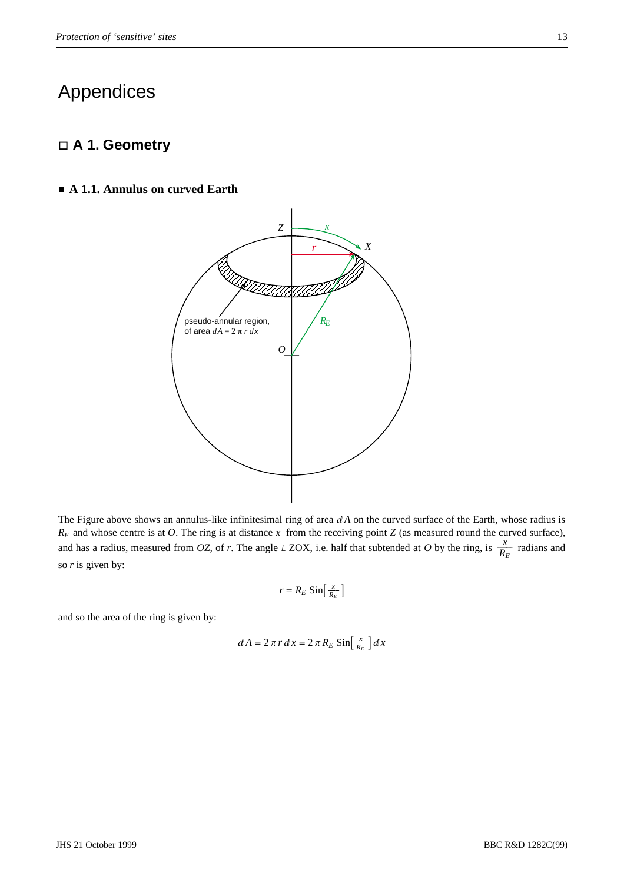# Appendices

## □ A 1. Geometry

### ■ A 1.1. Annulus on curved Earth

The Figure above shows an annulus-like infinitesimal ring of area $dA$ on the curved surface of the Earth, whose radius is $R_E$ and whose centre is at $O$. The ring is at distance $x$ from the receiving point $Z$ (as measured round the curved surface), and has a radius, measured from $OZ$, of $r$. The angle $\angle$ ZOX, i.e. half that subtended at $O$ by the ring, is $\frac{x}{R_E}$ radians and so $r$ is given by:

$$r = R_E \operatorname{Sin}\left[\frac{x}{R_E}\right]$$

and so the area of the ring is given by:

$$dA = 2\pi r\, dx = 2\pi R_E \operatorname{Sin}\left[\frac{x}{R_E}\right] dx$$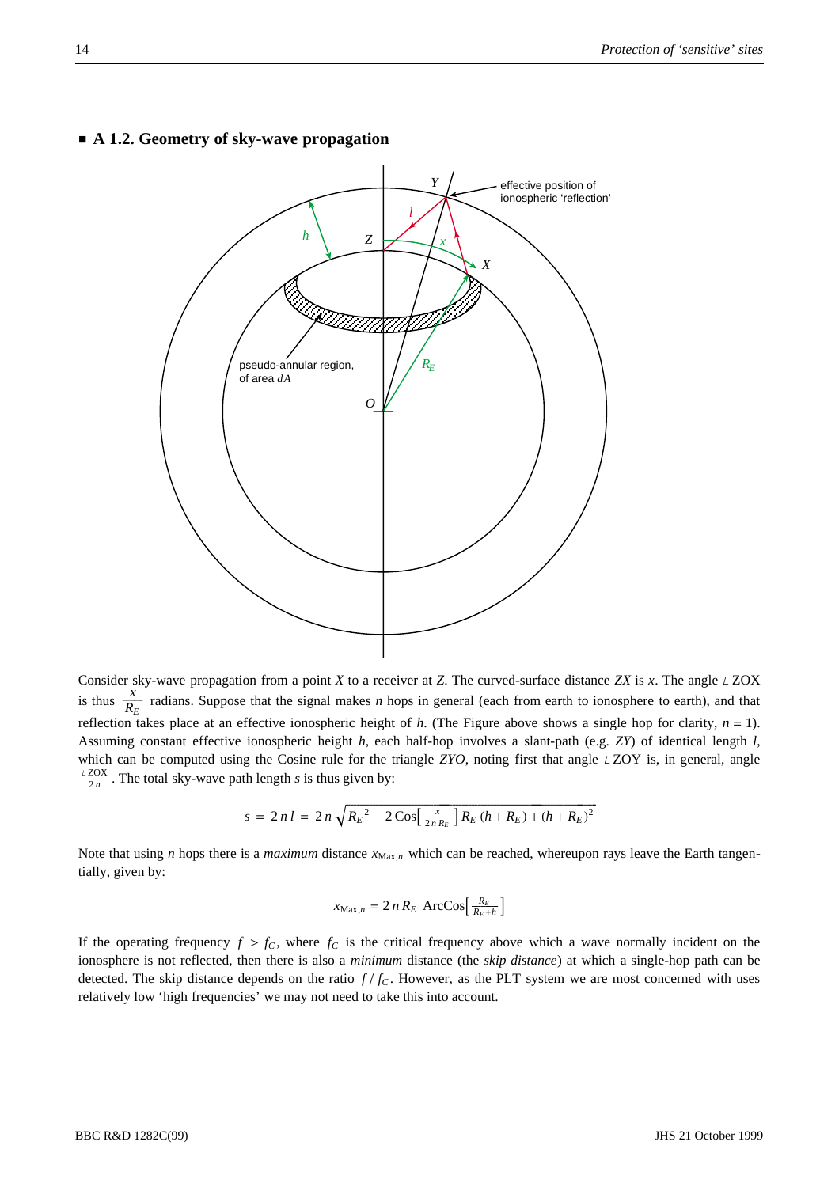## ■ A 1.2. Geometry of sky-wave propagation

Consider sky-wave propagation from a point $X$ to a receiver at $Z$. The curved-surface distance $ZX$ is $x$. The angle $\angle$ ZOX is thus $\frac{x}{R_E}$ radians. Suppose that the signal makes $n$ hops in general (each from earth to ionosphere to earth), and that reflection takes place at an effective ionospheric height of $h$. (The Figure above shows a single hop for clarity, $n = 1$). Assuming constant effective ionospheric height $h$, each half-hop involves a slant-path (e.g. $ZY$) of identical length $l$, which can be computed using the Cosine rule for the triangle $ZYO$, noting first that angle $\angle$ ZOY is, in general, angle $\frac{\angle \text{ZOX}}{2n}$. The total sky-wave path length $s$ is thus given by:

$$s = 2\,n\,l = 2\,n\,\sqrt{R_E{}^2 - 2\,\text{Cos}\left[\tfrac{x}{2\,n\,R_E}\right] R_E\,(h + R_E) + (h + R_E)^2}$$

Note that using $n$ hops there is a *maximum* distance $x_{\text{Max},n}$ which can be reached, whereupon rays leave the Earth tangentially, given by:

$$x_{\text{Max},n} = 2\,n\,R_E\;\text{ArcCos}\left[\tfrac{R_E}{R_E + h}\right]$$

If the operating frequency $f > f_C$, where $f_C$ is the critical frequency above which a wave normally incident on the ionosphere is not reflected, then there is also a *minimum* distance (the *skip distance*) at which a single-hop path can be detected. The skip distance depends on the ratio $f / f_C$. However, as the PLT system we are most concerned with uses relatively low 'high frequencies' we may not need to take this into account.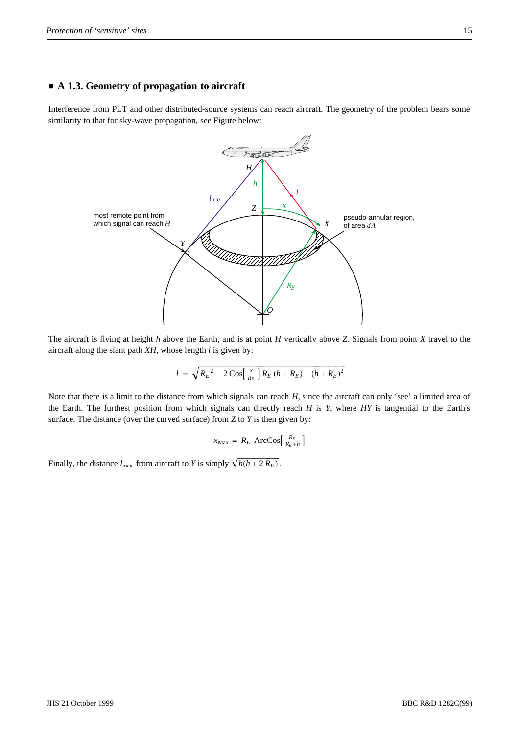## ■ A 1.3. Geometry of propagation to aircraft

Interference from PLT and other distributed-source systems can reach aircraft. The geometry of the problem bears some similarity to that for sky-wave propagation, see Figure below:

most remote point from which signal can reach *H*

pseudo-annular region, of area $dA$

The aircraft is flying at height $h$ above the Earth, and is at point $H$ vertically above $Z$. Signals from point $X$ travel to the aircraft along the slant path $XH$, whose length $l$ is given by:

$$l = \sqrt{R_E^{\,2} - 2\,\mathrm{Cos}\left[\tfrac{x}{R_E}\right] R_E\,(h + R_E) + (h + R_E)^2}$$

Note that there is a limit to the distance from which signals can reach $H$, since the aircraft can only 'see' a limited area of the Earth. The furthest position from which signals can directly reach $H$ is $Y$, where $HY$ is tangential to the Earth's surface. The distance (over the curved surface) from $Z$ to $Y$ is then given by:

$$x_{\mathrm{Max}} = R_E\;\mathrm{ArcCos}\left[\tfrac{R_E}{R_E + h}\right]$$

Finally, the distance $l_{\max}$ from aircraft to $Y$ is simply $\sqrt{h(h + 2\,R_E)}$.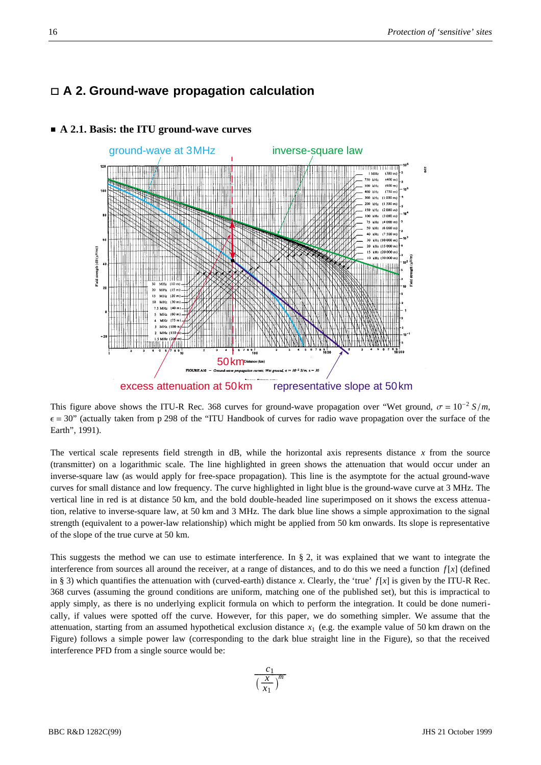## □ A 2. Ground-wave propagation calculation

### ■ A 2.1. Basis: the ITU ground-wave curves

ground-wave at 3 MHz    inverse-square law

FIGURE A10 — Ground-wave propagation curves; Wet ground, $\sigma = 10^{-2}$ S/m, $\epsilon = 30$

excess attenuation at 50 km    representative slope at 50 km

This figure above shows the ITU-R Rec. 368 curves for ground-wave propagation over "Wet ground, $\sigma = 10^{-2}\, S/m$, $\epsilon = 30$" (actually taken from p 298 of the "ITU Handbook of curves for radio wave propagation over the surface of the Earth", 1991).

The vertical scale represents field strength in dB, while the horizontal axis represents distance $x$ from the source (transmitter) on a logarithmic scale. The line highlighted in green shows the attenuation that would occur under an inverse-square law (as would apply for free-space propagation). This line is the asymptote for the actual ground-wave curves for small distance and low frequency. The curve highlighted in light blue is the ground-wave curve at 3 MHz. The vertical line in red is at distance 50 km, and the bold double-headed line superimposed on it shows the excess attenuation, relative to inverse-square law, at 50 km and 3 MHz. The dark blue line shows a simple approximation to the signal strength (equivalent to a power-law relationship) which might be applied from 50 km onwards. Its slope is representative of the slope of the true curve at 50 km.

This suggests the method we can use to estimate interference. In § 2, it was explained that we want to integrate the interference from sources all around the receiver, at a range of distances, and to do this we need a function $f[x]$ (defined in § 3) which quantifies the attenuation with (curved-earth) distance $x$. Clearly, the 'true' $f[x]$ is given by the ITU-R Rec. 368 curves (assuming the ground conditions are uniform, matching one of the published set), but this is impractical to apply simply, as there is no underlying explicit formula on which to perform the integration. It could be done numerically, if values were spotted off the curve. However, for this paper, we do something simpler. We assume that the attenuation, starting from an assumed hypothetical exclusion distance $x_1$ (e.g. the example value of 50 km drawn on the Figure) follows a simple power law (corresponding to the dark blue straight line in the Figure), so that the received interference PFD from a single source would be:

$$\frac{c_1}{\left(\frac{x}{x_1}\right)^m}$$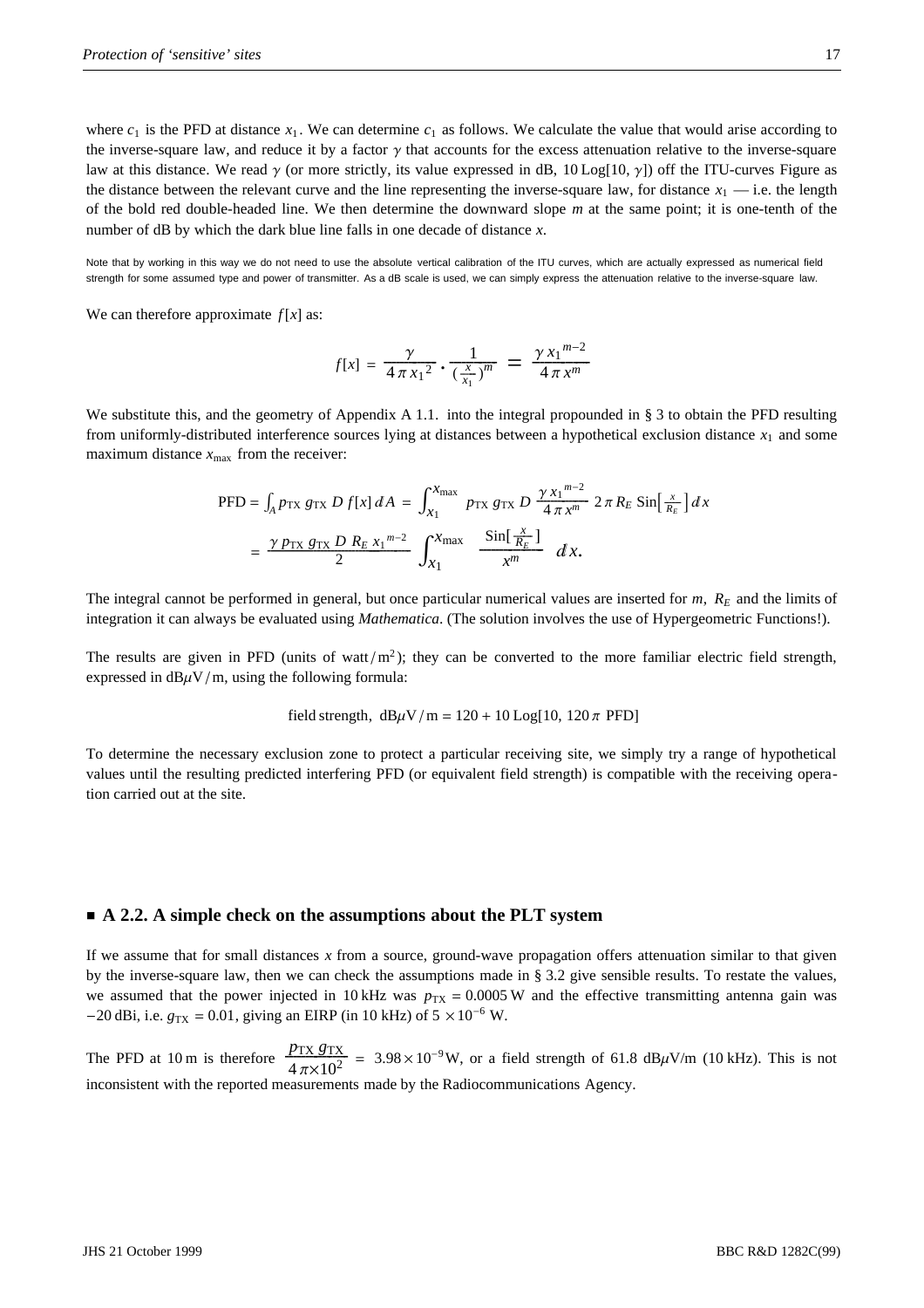where $c_1$ is the PFD at distance $x_1$. We can determine $c_1$ as follows. We calculate the value that would arise according to the inverse-square law, and reduce it by a factor $\gamma$ that accounts for the excess attenuation relative to the inverse-square law at this distance. We read $\gamma$ (or more strictly, its value expressed in dB, 10 Log[10, $\gamma$]) off the ITU-curves Figure as the distance between the relevant curve and the line representing the inverse-square law, for distance $x_1$ — i.e. the length of the bold red double-headed line. We then determine the downward slope *m* at the same point; it is one-tenth of the number of dB by which the dark blue line falls in one decade of distance *x*.

Note that by working in this way we do not need to use the absolute vertical calibration of the ITU curves, which are actually expressed as numerical field strength for some assumed type and power of transmitter. As a dB scale is used, we can simply express the attenuation relative to the inverse-square law.

We can therefore approximate $f[x]$ as:

$$f[x] = \frac{\gamma}{4\pi x_1^2} \cdot \frac{1}{\left(\frac{x}{x_1}\right)^m} = \frac{\gamma x_1^{m-2}}{4\pi x^m}$$

We substitute this, and the geometry of Appendix A 1.1. into the integral propounded in § 3 to obtain the PFD resulting from uniformly-distributed interference sources lying at distances between a hypothetical exclusion distance $x_1$ and some maximum distance $x_{\max}$ from the receiver:

$$\text{PFD} = \int_A p_{\text{TX}}\, g_{\text{TX}}\, D\, f[x]\, dA = \int_{x_1}^{x_{\max}} p_{\text{TX}}\, g_{\text{TX}}\, D\, \frac{\gamma x_1^{m-2}}{4\pi x^m}\, 2\pi R_E \,\text{Sin}\left[\tfrac{x}{R_E}\right] dx$$

$$= \frac{\gamma\, p_{\text{TX}}\, g_{\text{TX}}\, D\, R_E\, x_1^{m-2}}{2} \int_{x_1}^{x_{\max}} \frac{\text{Sin}\left[\frac{x}{R_E}\right]}{x^m}\, dx.$$

The integral cannot be performed in general, but once particular numerical values are inserted for $m$, $R_E$ and the limits of integration it can always be evaluated using *Mathematica*. (The solution involves the use of Hypergeometric Functions!).

The results are given in PFD (units of watt / m$^2$); they can be converted to the more familiar electric field strength, expressed in dB$\mu$V / m, using the following formula:

field strength, dB$\mu$V / m = 120 + 10 Log[10, 120 $\pi$ PFD]

To determine the necessary exclusion zone to protect a particular receiving site, we simply try a range of hypothetical values until the resulting predicted interfering PFD (or equivalent field strength) is compatible with the receiving operation carried out at the site.

## ■ A 2.2. A simple check on the assumptions about the PLT system

If we assume that for small distances *x* from a source, ground-wave propagation offers attenuation similar to that given by the inverse-square law, then we can check the assumptions made in § 3.2 give sensible results. To restate the values, we assumed that the power injected in 10 kHz was $p_{\text{TX}} = 0.0005$ W and the effective transmitting antenna gain was −20 dBi, i.e. $g_{\text{TX}} = 0.01$, giving an EIRP (in 10 kHz) of $5 \times 10^{-6}$ W.

The PFD at 10 m is therefore $\frac{p_{\text{TX}}\, g_{\text{TX}}}{4\pi \times 10^2} = 3.98 \times 10^{-9}$W, or a field strength of 61.8 dB$\mu$V/m (10 kHz). This is not inconsistent with the reported measurements made by the Radiocommunications Agency.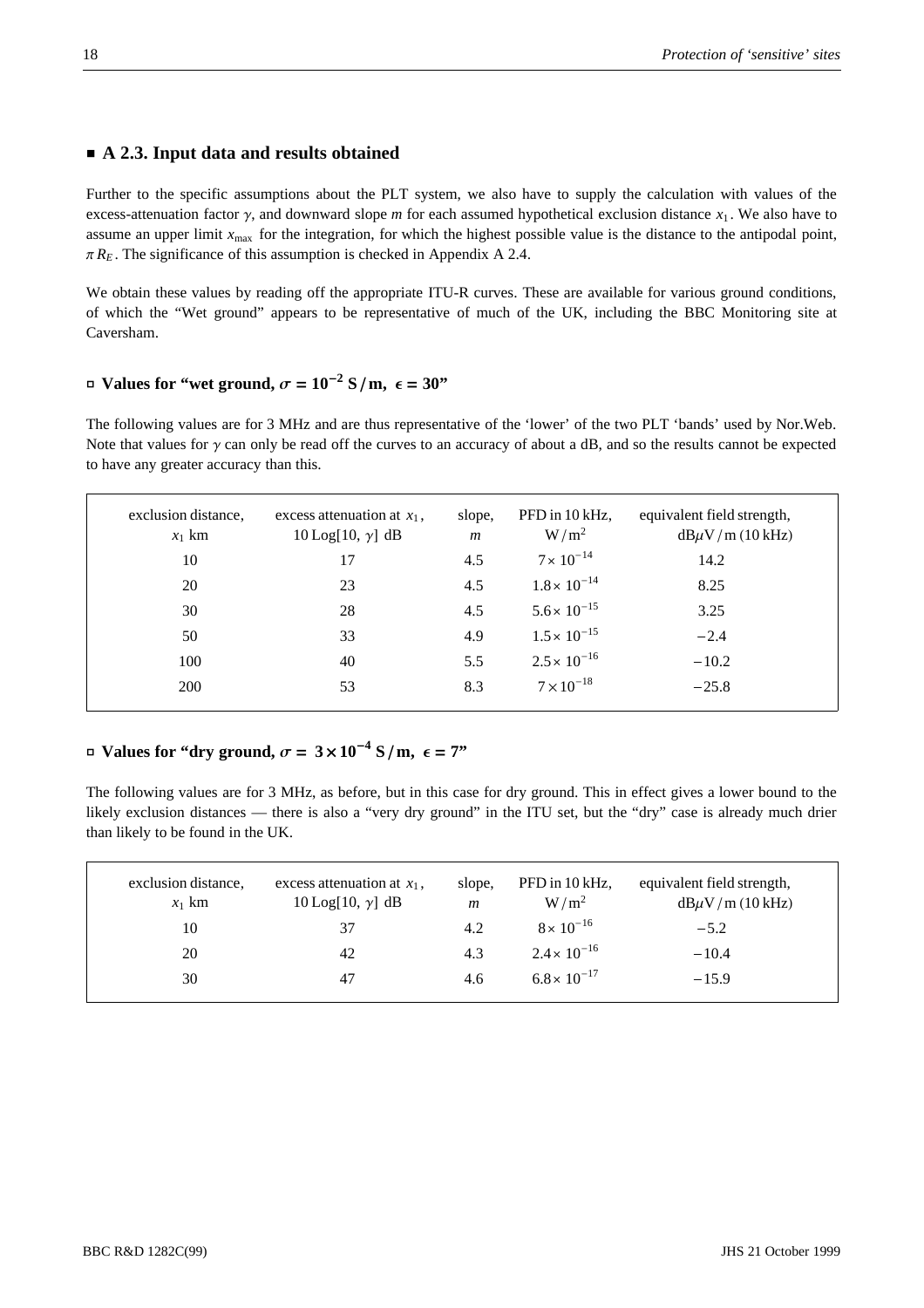## ■ A 2.3. Input data and results obtained

Further to the specific assumptions about the PLT system, we also have to supply the calculation with values of the excess-attenuation factor $\gamma$, and downward slope $m$ for each assumed hypothetical exclusion distance $x_1$. We also have to assume an upper limit $x_{max}$ for the integration, for which the highest possible value is the distance to the antipodal point, $\pi R_E$. The significance of this assumption is checked in Appendix A 2.4.

We obtain these values by reading off the appropriate ITU-R curves. These are available for various ground conditions, of which the "Wet ground" appears to be representative of much of the UK, including the BBC Monitoring site at Caversham.

### ▫ Values for "wet ground, $\sigma = 10^{-2}$ S / m, $\epsilon = 30$"

The following values are for 3 MHz and are thus representative of the 'lower' of the two PLT 'bands' used by Nor.Web. Note that values for $\gamma$ can only be read off the curves to an accuracy of about a dB, and so the results cannot be expected to have any greater accuracy than this.

| exclusion distance, $x_1$ km | excess attenuation at $x_1$, 10 Log[10, $\gamma$] dB | slope, $m$ | PFD in 10 kHz, W / m$^2$ | equivalent field strength, dB$\mu$V / m (10 kHz) |
|---|---|---|---|---|
| 10 | 17 | 4.5 | $7\times 10^{-14}$ | 14.2 |
| 20 | 23 | 4.5 | $1.8\times 10^{-14}$ | 8.25 |
| 30 | 28 | 4.5 | $5.6\times 10^{-15}$ | 3.25 |
| 50 | 33 | 4.9 | $1.5\times 10^{-15}$ | −2.4 |
| 100 | 40 | 5.5 | $2.5\times 10^{-16}$ | −10.2 |
| 200 | 53 | 8.3 | $7\times 10^{-18}$ | −25.8 |

### ▫ Values for "dry ground, $\sigma = 3\times 10^{-4}$ S / m, $\epsilon = 7$"

The following values are for 3 MHz, as before, but in this case for dry ground. This in effect gives a lower bound to the likely exclusion distances — there is also a "very dry ground" in the ITU set, but the "dry" case is already much drier than likely to be found in the UK.

| exclusion distance, $x_1$ km | excess attenuation at $x_1$, 10 Log[10, $\gamma$] dB | slope, $m$ | PFD in 10 kHz, W / m$^2$ | equivalent field strength, dB$\mu$V / m (10 kHz) |
|---|---|---|---|---|
| 10 | 37 | 4.2 | $8\times 10^{-16}$ | −5.2 |
| 20 | 42 | 4.3 | $2.4\times 10^{-16}$ | −10.4 |
| 30 | 47 | 4.6 | $6.8\times 10^{-17}$ | −15.9 |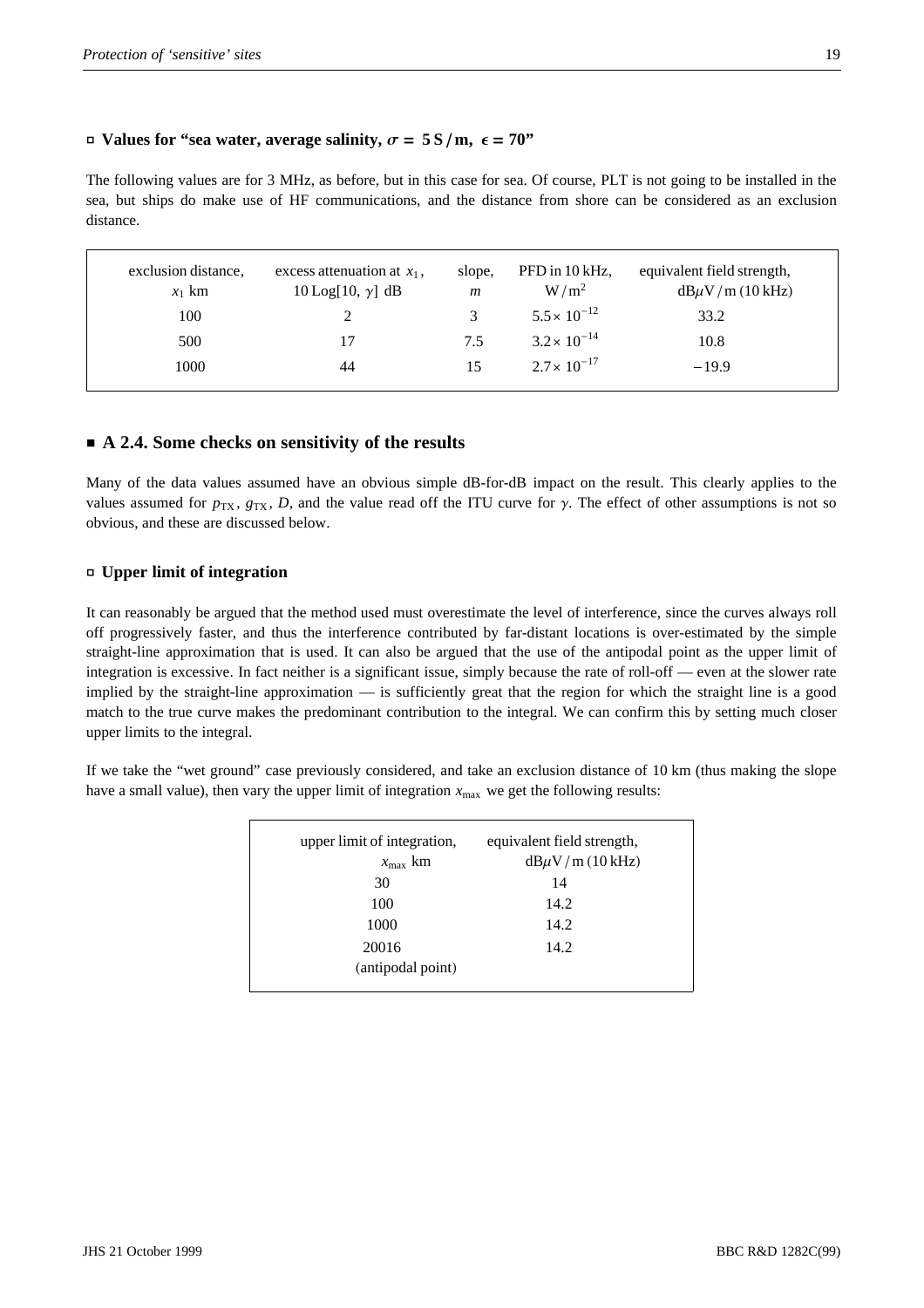### ▫ Values for "sea water, average salinity, $\sigma = 5\,\mathrm{S/m}$, $\epsilon = 70$"

The following values are for 3 MHz, as before, but in this case for sea. Of course, PLT is not going to be installed in the sea, but ships do make use of HF communications, and the distance from shore can be considered as an exclusion distance.

| exclusion distance, $x_1$ km | excess attenuation at $x_1$, $10\,\mathrm{Log}[10,\ \gamma]$ dB | slope, $m$ | PFD in 10 kHz, $\mathrm{W/m^2}$ | equivalent field strength, $\mathrm{dB}\mu\mathrm{V/m}$ (10 kHz) |
|---|---|---|---|---|
| 100 | 2 | 3 | $5.5\times 10^{-12}$ | 33.2 |
| 500 | 17 | 7.5 | $3.2\times 10^{-14}$ | 10.8 |
| 1000 | 44 | 15 | $2.7\times 10^{-17}$ | $-19.9$ |

## ■ A 2.4. Some checks on sensitivity of the results

Many of the data values assumed have an obvious simple dB-for-dB impact on the result. This clearly applies to the values assumed for $p_{\mathrm{TX}}$, $g_{\mathrm{TX}}$, $D$, and the value read off the ITU curve for $\gamma$. The effect of other assumptions is not so obvious, and these are discussed below.

### ▫ Upper limit of integration

It can reasonably be argued that the method used must overestimate the level of interference, since the curves always roll off progressively faster, and thus the interference contributed by far-distant locations is over-estimated by the simple straight-line approximation that is used. It can also be argued that the use of the antipodal point as the upper limit of integration is excessive. In fact neither is a significant issue, simply because the rate of roll-off — even at the slower rate implied by the straight-line approximation — is sufficiently great that the region for which the straight line is a good match to the true curve makes the predominant contribution to the integral. We can confirm this by setting much closer upper limits to the integral.

If we take the "wet ground" case previously considered, and take an exclusion distance of 10 km (thus making the slope have a small value), then vary the upper limit of integration $x_{\mathrm{max}}$ we get the following results:

| upper limit of integration, $x_{\mathrm{max}}$ km | equivalent field strength, $\mathrm{dB}\mu\mathrm{V/m}$ (10 kHz) |
|---|---|
| 30 | 14 |
| 100 | 14.2 |
| 1000 | 14.2 |
| 20016 (antipodal point) | 14.2 |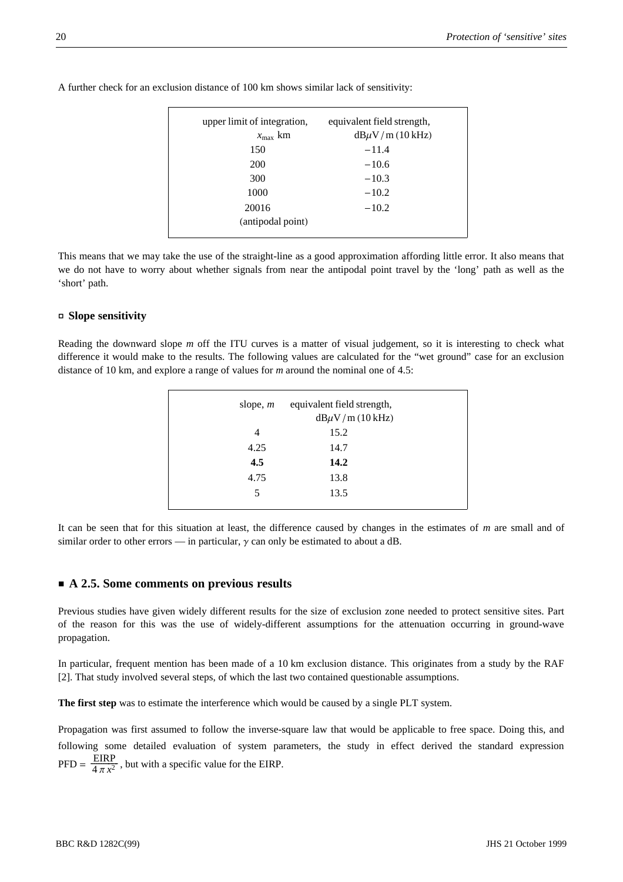A further check for an exclusion distance of 100 km shows similar lack of sensitivity:

| upper limit of integration, $x_{max}$ km | equivalent field strength, dB$\mu$V / m (10 kHz) |
|---|---|
| 150 | −11.4 |
| 200 | −10.6 |
| 300 | −10.3 |
| 1000 | −10.2 |
| 20016 (antipodal point) | −10.2 |

This means that we may take the use of the straight-line as a good approximation affording little error. It also means that we do not have to worry about whether signals from near the antipodal point travel by the 'long' path as well as the 'short' path.

### ▫ Slope sensitivity

Reading the downward slope *m* off the ITU curves is a matter of visual judgement, so it is interesting to check what difference it would make to the results. The following values are calculated for the "wet ground" case for an exclusion distance of 10 km, and explore a range of values for *m* around the nominal one of 4.5:

| slope, *m* | equivalent field strength, dB$\mu$V / m (10 kHz) |
|---|---|
| 4 | 15.2 |
| 4.25 | 14.7 |
| **4.5** | **14.2** |
| 4.75 | 13.8 |
| 5 | 13.5 |

It can be seen that for this situation at least, the difference caused by changes in the estimates of *m* are small and of similar order to other errors — in particular, $\gamma$ can only be estimated to about a dB.

## ▪ A 2.5. Some comments on previous results

Previous studies have given widely different results for the size of exclusion zone needed to protect sensitive sites. Part of the reason for this was the use of widely-different assumptions for the attenuation occurring in ground-wave propagation.

In particular, frequent mention has been made of a 10 km exclusion distance. This originates from a study by the RAF [2]. That study involved several steps, of which the last two contained questionable assumptions.

**The first step** was to estimate the interference which would be caused by a single PLT system.

Propagation was first assumed to follow the inverse-square law that would be applicable to free space. Doing this, and following some detailed evaluation of system parameters, the study in effect derived the standard expression $\mathrm{PFD} = \dfrac{\mathrm{EIRP}}{4\pi x^2}$, but with a specific value for the EIRP.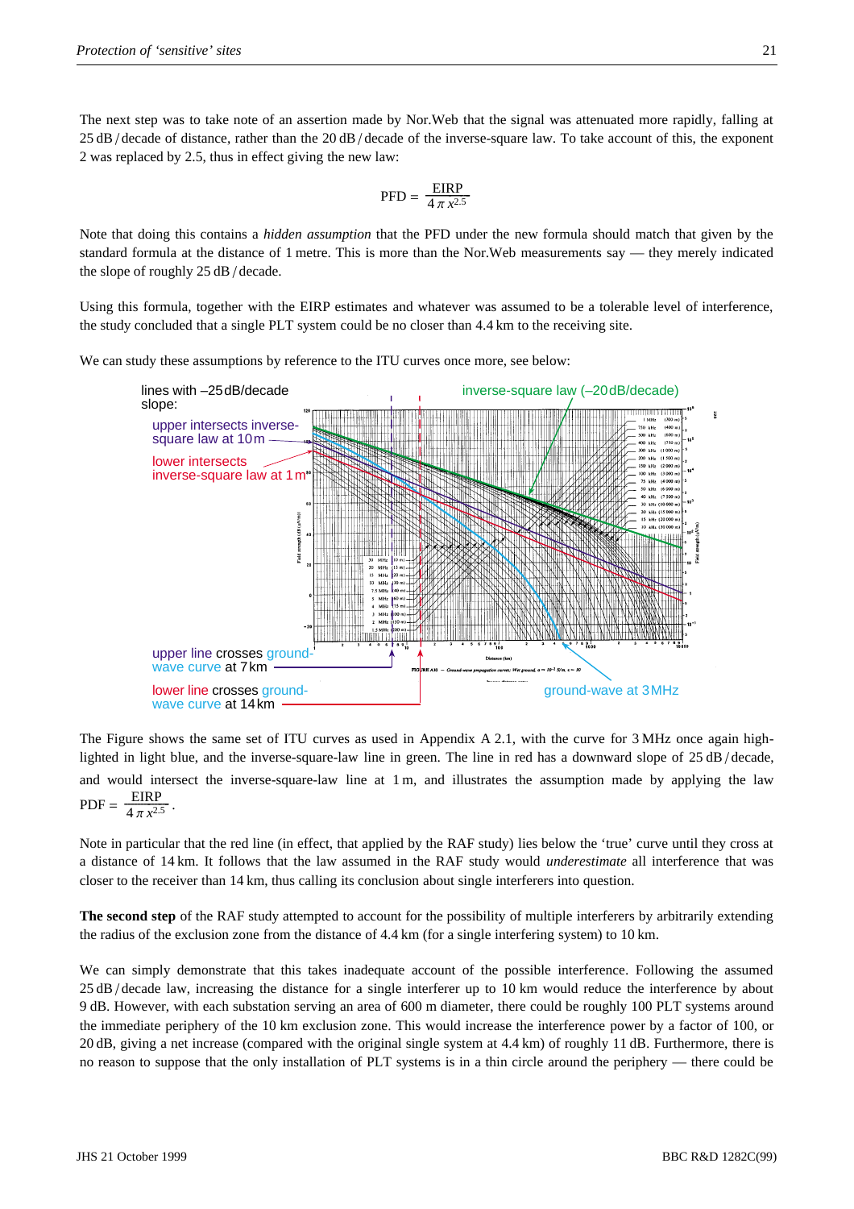The next step was to take note of an assertion made by Nor.Web that the signal was attenuated more rapidly, falling at 25 dB / decade of distance, rather than the 20 dB / decade of the inverse-square law. To take account of this, the exponent 2 was replaced by 2.5, thus in effect giving the new law:

$$\text{PFD} = \frac{\text{EIRP}}{4\,\pi\,x^{2.5}}$$

Note that doing this contains a *hidden assumption* that the PFD under the new formula should match that given by the standard formula at the distance of 1 metre. This is more than the Nor.Web measurements say — they merely indicated the slope of roughly 25 dB / decade.

Using this formula, together with the EIRP estimates and whatever was assumed to be a tolerable level of interference, the study concluded that a single PLT system could be no closer than 4.4 km to the receiving site.

We can study these assumptions by reference to the ITU curves once more, see below:

lines with –25 dB/decade slope:

upper intersects inverse-square law at 10 m

lower intersects inverse-square law at 1 m

inverse-square law (–20 dB/decade)

upper line crosses ground-wave curve at 7 km

lower line crosses ground-wave curve at 14 km

ground-wave at 3 MHz

The Figure shows the same set of ITU curves as used in Appendix A 2.1, with the curve for 3 MHz once again highlighted in light blue, and the inverse-square-law line in green. The line in red has a downward slope of 25 dB / decade, and would intersect the inverse-square-law line at 1 m, and illustrates the assumption made by applying the law $\text{PDF} = \frac{\text{EIRP}}{4\,\pi\,x^{2.5}}$.

Note in particular that the red line (in effect, that applied by the RAF study) lies below the 'true' curve until they cross at a distance of 14 km. It follows that the law assumed in the RAF study would *underestimate* all interference that was closer to the receiver than 14 km, thus calling its conclusion about single interferers into question.

**The second step** of the RAF study attempted to account for the possibility of multiple interferers by arbitrarily extending the radius of the exclusion zone from the distance of 4.4 km (for a single interfering system) to 10 km.

We can simply demonstrate that this takes inadequate account of the possible interference. Following the assumed 25 dB / decade law, increasing the distance for a single interferer up to 10 km would reduce the interference by about 9 dB. However, with each substation serving an area of 600 m diameter, there could be roughly 100 PLT systems around the immediate periphery of the 10 km exclusion zone. This would increase the interference power by a factor of 100, or 20 dB, giving a net increase (compared with the original single system at 4.4 km) of roughly 11 dB. Furthermore, there is no reason to suppose that the only installation of PLT systems is in a thin circle around the periphery — there could be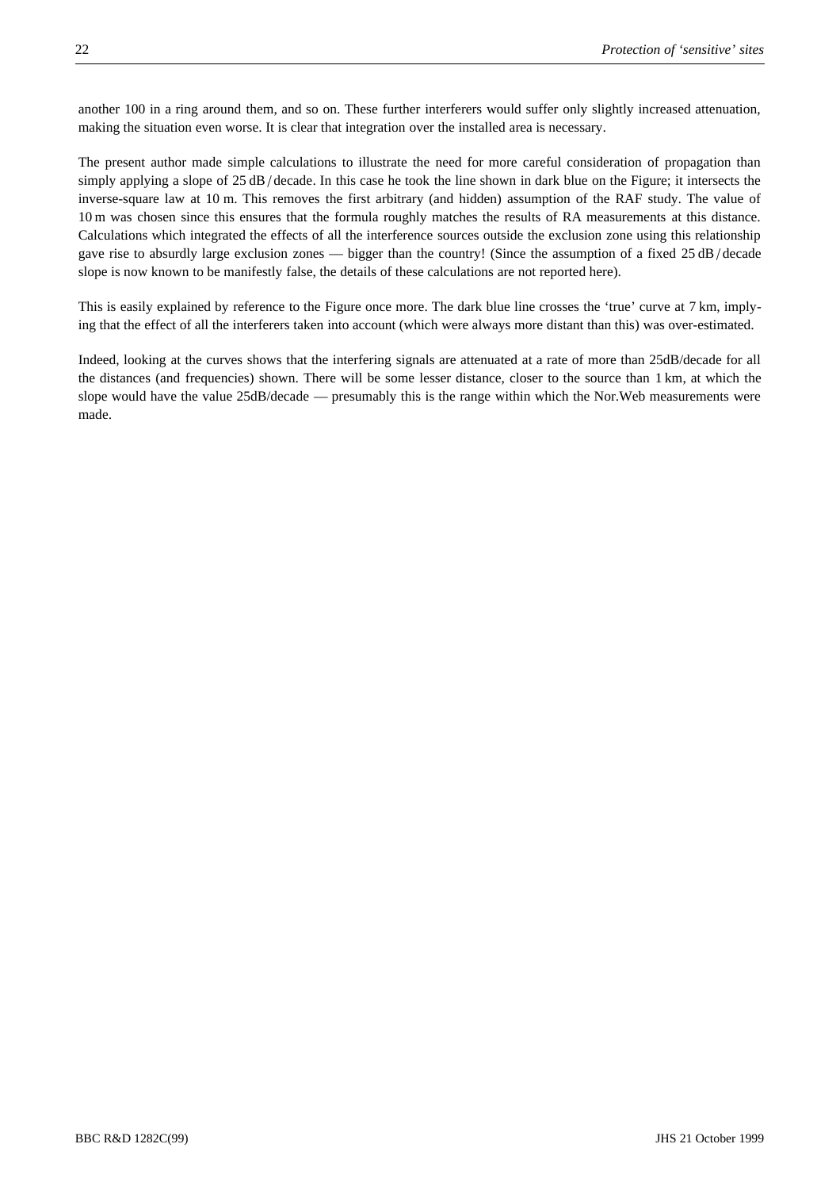another 100 in a ring around them, and so on. These further interferers would suffer only slightly increased attenuation, making the situation even worse. It is clear that integration over the installed area is necessary.

The present author made simple calculations to illustrate the need for more careful consideration of propagation than simply applying a slope of 25 dB / decade. In this case he took the line shown in dark blue on the Figure; it intersects the inverse-square law at 10 m. This removes the first arbitrary (and hidden) assumption of the RAF study. The value of 10 m was chosen since this ensures that the formula roughly matches the results of RA measurements at this distance. Calculations which integrated the effects of all the interference sources outside the exclusion zone using this relationship gave rise to absurdly large exclusion zones — bigger than the country! (Since the assumption of a fixed 25 dB / decade slope is now known to be manifestly false, the details of these calculations are not reported here).

This is easily explained by reference to the Figure once more. The dark blue line crosses the 'true' curve at 7 km, implying that the effect of all the interferers taken into account (which were always more distant than this) was over-estimated.

Indeed, looking at the curves shows that the interfering signals are attenuated at a rate of more than 25dB/decade for all the distances (and frequencies) shown. There will be some lesser distance, closer to the source than 1 km, at which the slope would have the value 25dB/decade — presumably this is the range within which the Nor.Web measurements were made.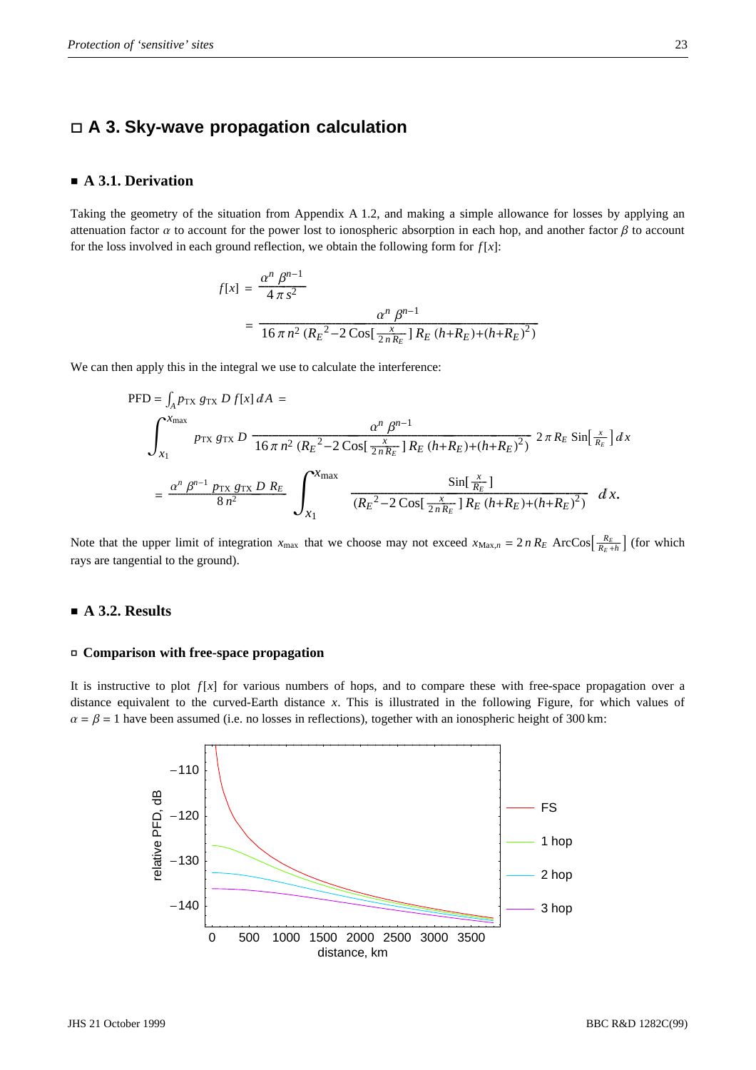# □ A 3. Sky-wave propagation calculation

## ■ A 3.1. Derivation

Taking the geometry of the situation from Appendix A 1.2, and making a simple allowance for losses by applying an attenuation factor $\alpha$ to account for the power lost to ionospheric absorption in each hop, and another factor $\beta$ to account for the loss involved in each ground reflection, we obtain the following form for $f[x]$:

$$
\begin{aligned}
f[x] &= \frac{\alpha^n \beta^{n-1}}{4 \pi s^2} \\
&= \frac{\alpha^n \beta^{n-1}}{16 \pi n^2 \left(R_E{}^2 - 2 \operatorname{Cos}\left[\frac{x}{2 n R_E}\right] R_E (h + R_E) + (h + R_E)^2\right)}
\end{aligned}
$$

We can then apply this in the integral we use to calculate the interference:

$$
\begin{aligned}
\text{PFD} &= \int_A p_{\text{TX}}\, g_{\text{TX}}\, D\, f[x]\, dA = \\
&\int_{x_1}^{x_{\max}} p_{\text{TX}}\, g_{\text{TX}}\, D\, \frac{\alpha^n \beta^{n-1}}{16 \pi n^2 \left(R_E{}^2 - 2 \operatorname{Cos}\left[\frac{x}{2 n R_E}\right] R_E (h + R_E) + (h + R_E)^2\right)}\, 2 \pi R_E \operatorname{Sin}\left[\frac{x}{R_E}\right] dx \\
&= \frac{\alpha^n \beta^{n-1}\, p_{\text{TX}}\, g_{\text{TX}}\, D\, R_E}{8 n^2} \int_{x_1}^{x_{\max}} \frac{\operatorname{Sin}\left[\frac{x}{R_E}\right]}{\left(R_E{}^2 - 2 \operatorname{Cos}\left[\frac{x}{2 n R_E}\right] R_E (h + R_E) + (h + R_E)^2\right)}\, dx.
\end{aligned}
$$

Note that the upper limit of integration $x_{\max}$ that we choose may not exceed $x_{\text{Max},n} = 2 n R_E \operatorname{ArcCos}\left[\frac{R_E}{R_E + h}\right]$ (for which rays are tangential to the ground).

## ■ A 3.2. Results

### ▫ Comparison with free-space propagation

It is instructive to plot $f[x]$ for various numbers of hops, and to compare these with free-space propagation over a distance equivalent to the curved-Earth distance $x$. This is illustrated in the following Figure, for which values of $\alpha = \beta = 1$ have been assumed (i.e. no losses in reflections), together with an ionospheric height of 300 km: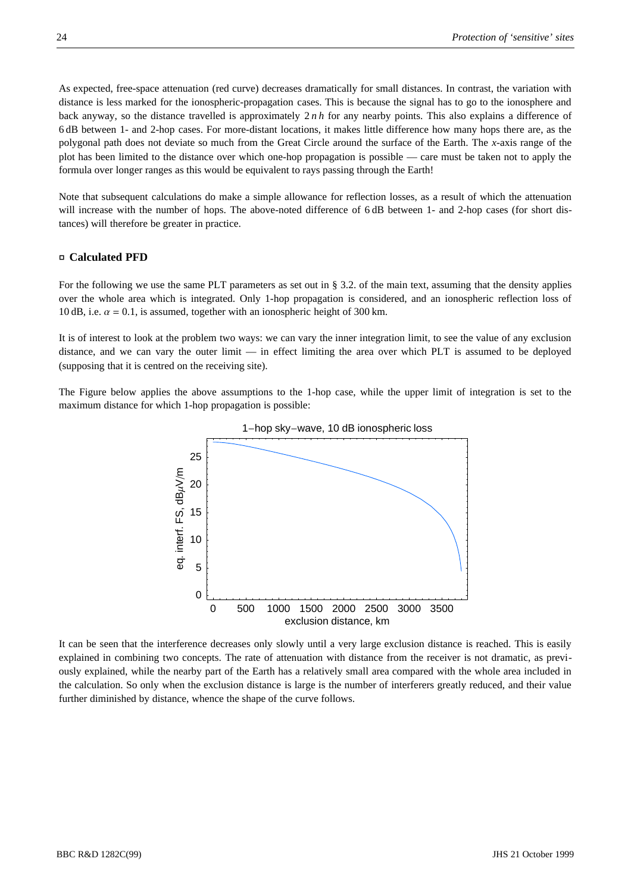As expected, free-space attenuation (red curve) decreases dramatically for small distances. In contrast, the variation with distance is less marked for the ionospheric-propagation cases. This is because the signal has to go to the ionosphere and back anyway, so the distance travelled is approximately $2\,n\,h$ for any nearby points. This also explains a difference of 6 dB between 1- and 2-hop cases. For more-distant locations, it makes little difference how many hops there are, as the polygonal path does not deviate so much from the Great Circle around the surface of the Earth. The *x*-axis range of the plot has been limited to the distance over which one-hop propagation is possible — care must be taken not to apply the formula over longer ranges as this would be equivalent to rays passing through the Earth!

Note that subsequent calculations do make a simple allowance for reflection losses, as a result of which the attenuation will increase with the number of hops. The above-noted difference of 6 dB between 1- and 2-hop cases (for short distances) will therefore be greater in practice.

### ▫ Calculated PFD

For the following we use the same PLT parameters as set out in § 3.2. of the main text, assuming that the density applies over the whole area which is integrated. Only 1-hop propagation is considered, and an ionospheric reflection loss of 10 dB, i.e. $\alpha = 0.1$, is assumed, together with an ionospheric height of 300 km.

It is of interest to look at the problem two ways: we can vary the inner integration limit, to see the value of any exclusion distance, and we can vary the outer limit — in effect limiting the area over which PLT is assumed to be deployed (supposing that it is centred on the receiving site).

The Figure below applies the above assumptions to the 1-hop case, while the upper limit of integration is set to the maximum distance for which 1-hop propagation is possible:

1−hop sky−wave, 10 dB ionospheric loss

It can be seen that the interference decreases only slowly until a very large exclusion distance is reached. This is easily explained in combining two concepts. The rate of attenuation with distance from the receiver is not dramatic, as previously explained, while the nearby part of the Earth has a relatively small area compared with the whole area included in the calculation. So only when the exclusion distance is large is the number of interferers greatly reduced, and their value further diminished by distance, whence the shape of the curve follows.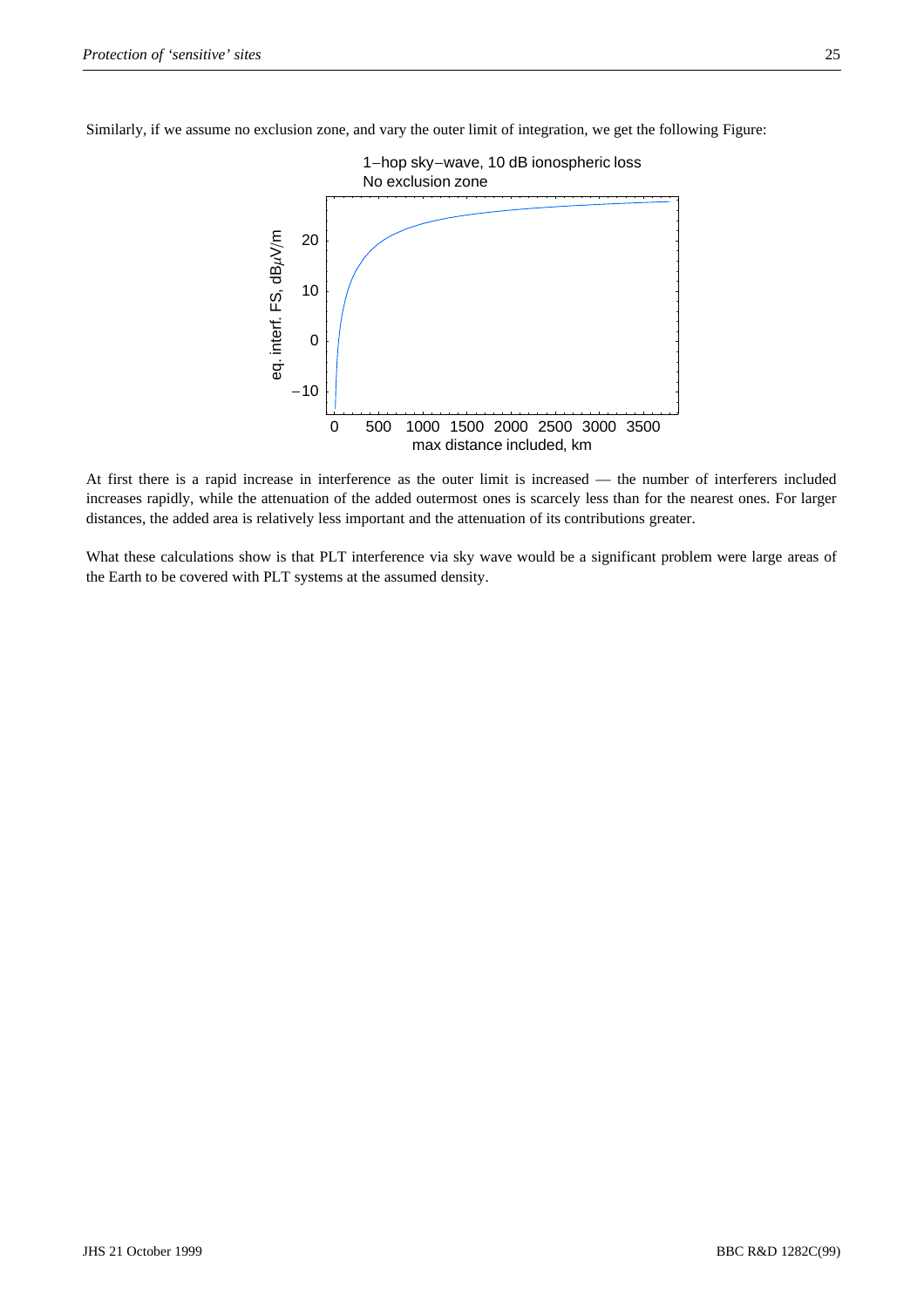Similarly, if we assume no exclusion zone, and vary the outer limit of integration, we get the following Figure:

1–hop sky–wave, 10 dB ionospheric loss
No exclusion zone

At first there is a rapid increase in interference as the outer limit is increased — the number of interferers included increases rapidly, while the attenuation of the added outermost ones is scarcely less than for the nearest ones. For larger distances, the added area is relatively less important and the attenuation of its contributions greater.

What these calculations show is that PLT interference via sky wave would be a significant problem were large areas of the Earth to be covered with PLT systems at the assumed density.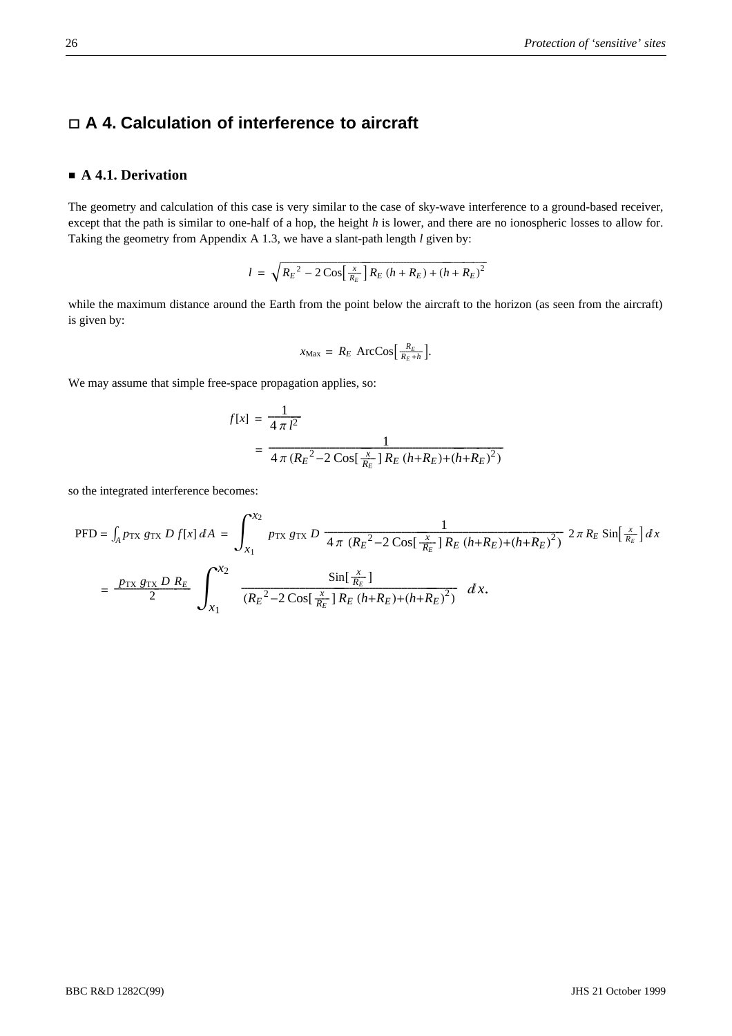## ☐ A 4. Calculation of interference to aircraft

### ■ A 4.1. Derivation

The geometry and calculation of this case is very similar to the case of sky-wave interference to a ground-based receiver, except that the path is similar to one-half of a hop, the height $h$ is lower, and there are no ionospheric losses to allow for. Taking the geometry from Appendix A 1.3, we have a slant-path length $l$ given by:

$$l = \sqrt{R_E{}^2 - 2\,\mathrm{Cos}\left[\tfrac{x}{R_E}\right] R_E\,(h + R_E) + (h + R_E)^2}$$

while the maximum distance around the Earth from the point below the aircraft to the horizon (as seen from the aircraft) is given by:

$$x_{\mathrm{Max}} = R_E\ \mathrm{ArcCos}\left[\tfrac{R_E}{R_E + h}\right].$$

We may assume that simple free-space propagation applies, so:

$$\begin{aligned} f[x] &= \frac{1}{4\,\pi\,l^2} \\ &= \frac{1}{4\,\pi\,(R_E{}^2 - 2\,\mathrm{Cos}[\frac{x}{R_E}]\,R_E\,(h+R_E) + (h+R_E)^2)} \end{aligned}$$

so the integrated interference becomes:

$$\begin{aligned} \mathrm{PFD} &= \int_A p_{\mathrm{TX}}\ g_{\mathrm{TX}}\ D\ f[x]\,dA = \int_{x_1}^{x_2} p_{\mathrm{TX}}\ g_{\mathrm{TX}}\ D\ \frac{1}{4\,\pi\ (R_E{}^2 - 2\,\mathrm{Cos}[\frac{x}{R_E}]\,R_E\,(h+R_E) + (h+R_E)^2)}\ 2\,\pi\,R_E\ \mathrm{Sin}\left[\tfrac{x}{R_E}\right] dx \\ &= \frac{p_{\mathrm{TX}}\ g_{\mathrm{TX}}\ D\ R_E}{2} \int_{x_1}^{x_2} \frac{\mathrm{Sin}[\frac{x}{R_E}]}{(R_E{}^2 - 2\,\mathrm{Cos}[\frac{x}{R_E}]\,R_E\,(h+R_E) + (h+R_E)^2)}\ dx. \end{aligned}$$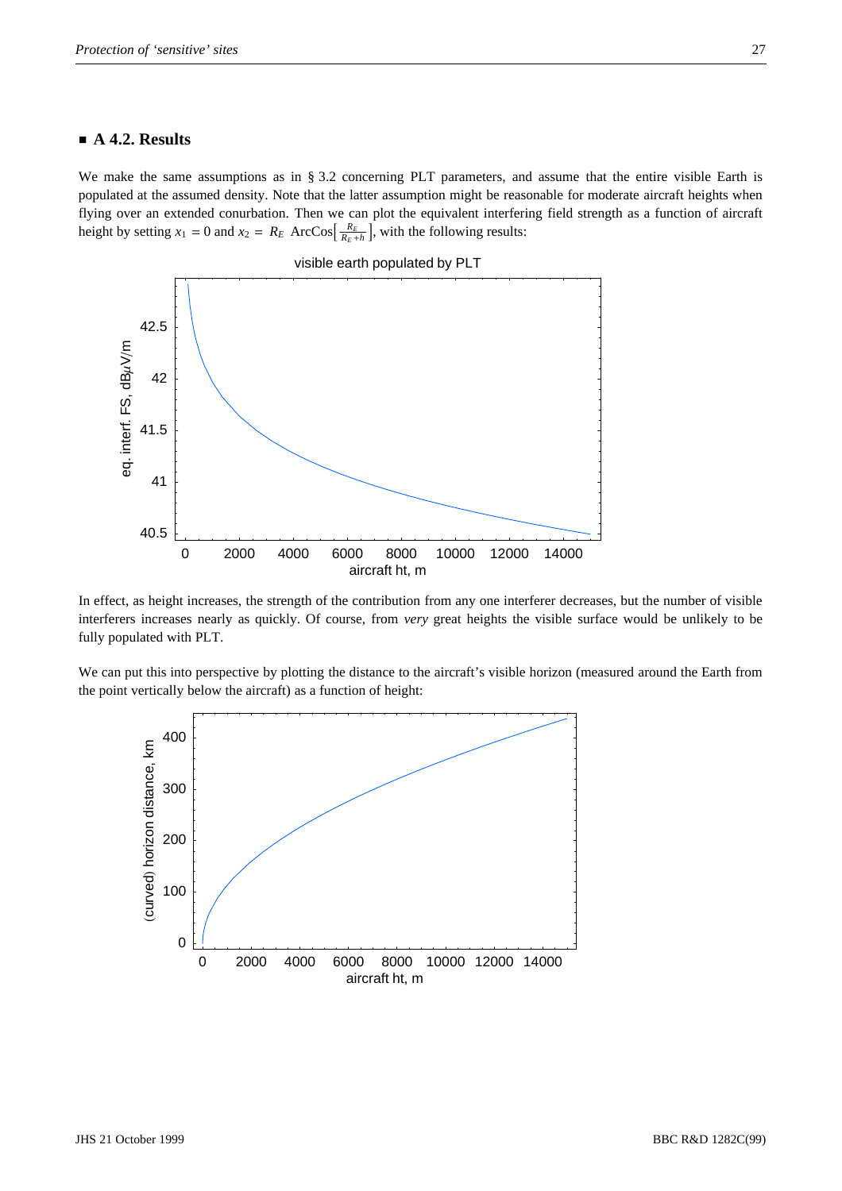## ■ A 4.2. Results

We make the same assumptions as in § 3.2 concerning PLT parameters, and assume that the entire visible Earth is populated at the assumed density. Note that the latter assumption might be reasonable for moderate aircraft heights when flying over an extended conurbation. Then we can plot the equivalent interfering field strength as a function of aircraft height by setting $x_1 = 0$ and $x_2 = R_E \ \mathrm{ArcCos}\left[\frac{R_E}{R_E + h}\right]$, with the following results:

visible earth populated by PLT

eq. interf. FS, dBμV/m

42.5
42
41.5
41
40.5

0 2000 4000 6000 8000 10000 12000 14000

aircraft ht, m

In effect, as height increases, the strength of the contribution from any one interferer decreases, but the number of visible interferers increases nearly as quickly. Of course, from *very* great heights the visible surface would be unlikely to be fully populated with PLT.

We can put this into perspective by plotting the distance to the aircraft's visible horizon (measured around the Earth from the point vertically below the aircraft) as a function of height:

(curved) horizon distance, km

400
300
200
100
0

0 2000 4000 6000 8000 10000 12000 14000

aircraft ht, m